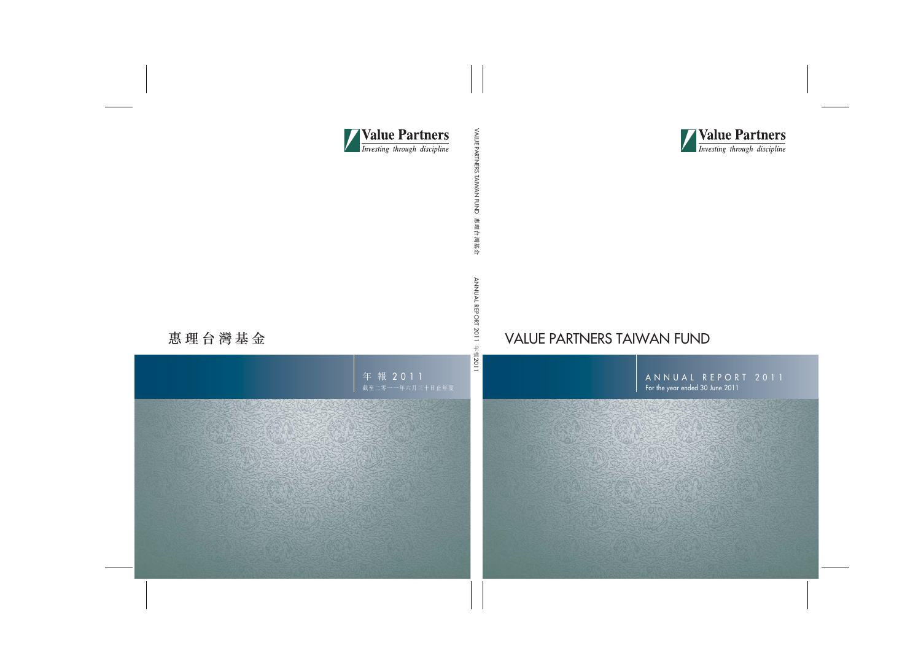**Value Partners**
*Investing through discipline*

# 惠理台灣基金

年報 2011
截至二零一一年六月三十日止年度

VALUE PARTNERS TAIWAN FUND 惠理台灣基金 ANNUAL REPORT 2011 年報2011

**Value Partners**
*Investing through discipline*

# VALUE PARTNERS TAIWAN FUND

ANNUAL REPORT 2011
For the year ended 30 June 2011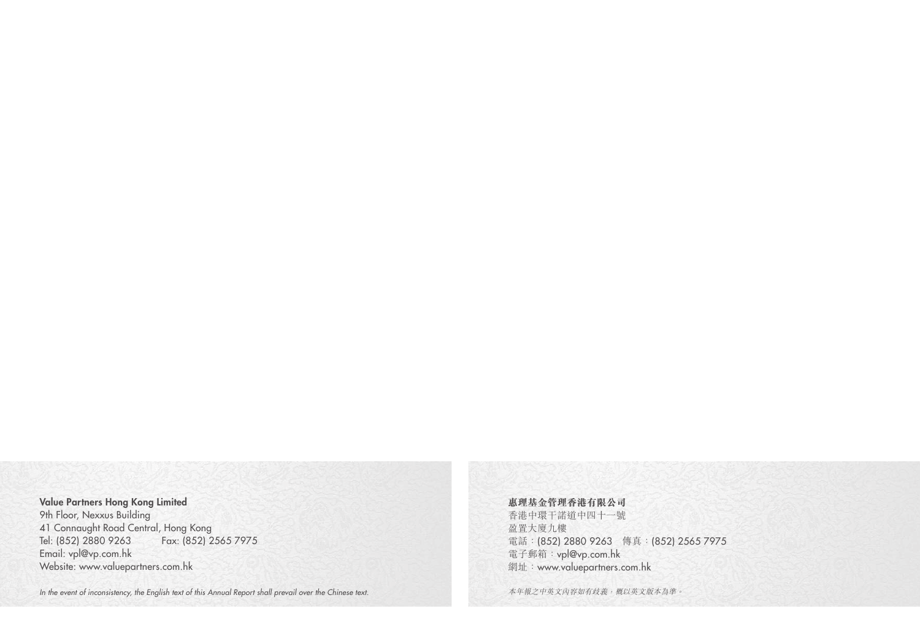**Value Partners Hong Kong Limited**
9th Floor, Nexxus Building
41 Connaught Road Central, Hong Kong
Tel: (852) 2880 9263 Fax: (852) 2565 7975
Email: vpl@vp.com.hk
Website: www.valuepartners.com.hk

*In the event of inconsistency, the English text of this Annual Report shall prevail over the Chinese text.*

**惠理基金管理香港有限公司**
香港中環干諾道中四十一號
盈置大廈九樓
電話：(852) 2880 9263 傳真：(852) 2565 7975
電子郵箱：vpl@vp.com.hk
網址：www.valuepartners.com.hk

*本年報之中英文內容如有歧義，概以英文版本為準。*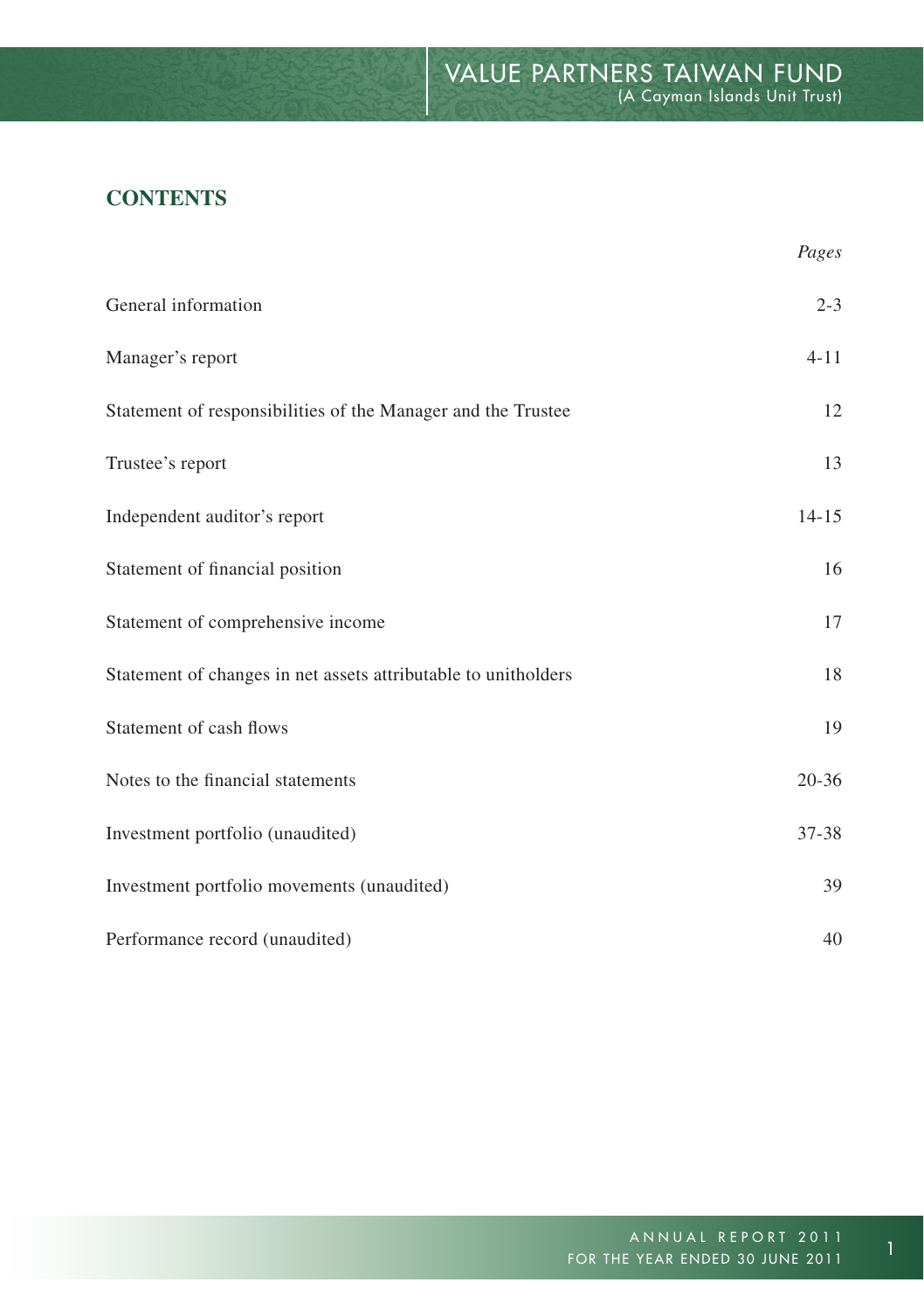## CONTENTS

| | *Pages* |
|---|---|
| General information | 2-3 |
| Manager's report | 4-11 |
| Statement of responsibilities of the Manager and the Trustee | 12 |
| Trustee's report | 13 |
| Independent auditor's report | 14-15 |
| Statement of financial position | 16 |
| Statement of comprehensive income | 17 |
| Statement of changes in net assets attributable to unitholders | 18 |
| Statement of cash flows | 19 |
| Notes to the financial statements | 20-36 |
| Investment portfolio (unaudited) | 37-38 |
| Investment portfolio movements (unaudited) | 39 |
| Performance record (unaudited) | 40 |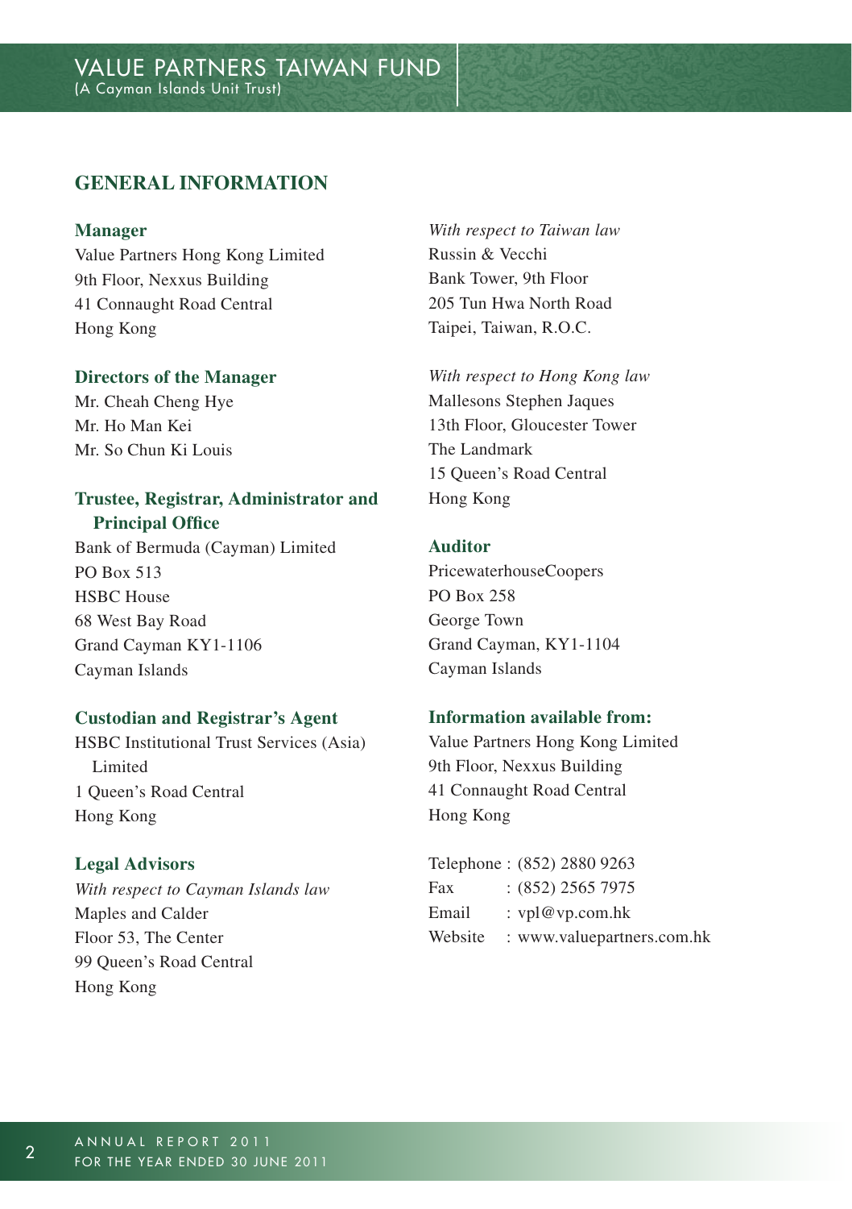## GENERAL INFORMATION

### Manager

Value Partners Hong Kong Limited
9th Floor, Nexxus Building
41 Connaught Road Central
Hong Kong

### Directors of the Manager

Mr. Cheah Cheng Hye
Mr. Ho Man Kei
Mr. So Chun Ki Louis

### Trustee, Registrar, Administrator and Principal Office

Bank of Bermuda (Cayman) Limited
PO Box 513
HSBC House
68 West Bay Road
Grand Cayman KY1-1106
Cayman Islands

### Custodian and Registrar's Agent

HSBC Institutional Trust Services (Asia) Limited
1 Queen's Road Central
Hong Kong

### Legal Advisors

*With respect to Cayman Islands law*
Maples and Calder
Floor 53, The Center
99 Queen's Road Central
Hong Kong

*With respect to Taiwan law*
Russin & Vecchi
Bank Tower, 9th Floor
205 Tun Hwa North Road
Taipei, Taiwan, R.O.C.

*With respect to Hong Kong law*
Mallesons Stephen Jaques
13th Floor, Gloucester Tower
The Landmark
15 Queen's Road Central
Hong Kong

### Auditor

PricewaterhouseCoopers
PO Box 258
George Town
Grand Cayman, KY1-1104
Cayman Islands

### Information available from:

Value Partners Hong Kong Limited
9th Floor, Nexxus Building
41 Connaught Road Central
Hong Kong

Telephone : (852) 2880 9263
Fax : (852) 2565 7975
Email : vpl@vp.com.hk
Website : www.valuepartners.com.hk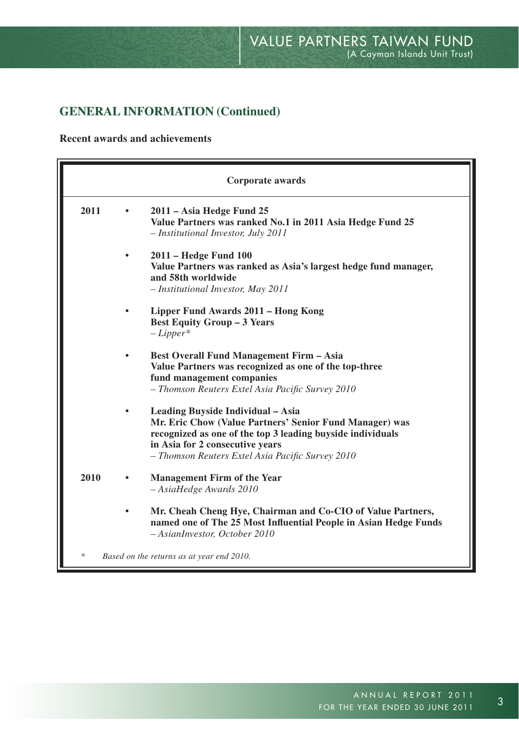## GENERAL INFORMATION (Continued)

### Recent awards and achievements

| Corporate awards | |
|---|---|
| **2011** | • **2011 – Asia Hedge Fund 25**<br>**Value Partners was ranked No.1 in 2011 Asia Hedge Fund 25**<br>*– Institutional Investor, July 2011* |
| | • **2011 – Hedge Fund 100**<br>**Value Partners was ranked as Asia's largest hedge fund manager, and 58th worldwide**<br>*– Institutional Investor, May 2011* |
| | • **Lipper Fund Awards 2011 – Hong Kong**<br>**Best Equity Group – 3 Years**<br>*– Lipper** |
| | • **Best Overall Fund Management Firm – Asia**<br>**Value Partners was recognized as one of the top-three fund management companies**<br>*– Thomson Reuters Extel Asia Pacific Survey 2010* |
| | • **Leading Buyside Individual – Asia**<br>**Mr. Eric Chow (Value Partners' Senior Fund Manager) was recognized as one of the top 3 leading buyside individuals in Asia for 2 consecutive years**<br>*– Thomson Reuters Extel Asia Pacific Survey 2010* |
| **2010** | • **Management Firm of the Year**<br>*– AsiaHedge Awards 2010* |
| | • **Mr. Cheah Cheng Hye, Chairman and Co-CIO of Value Partners, named one of The 25 Most Influential People in Asian Hedge Funds**<br>*– AsianInvestor, October 2010* |

\* *Based on the returns as at year end 2010.*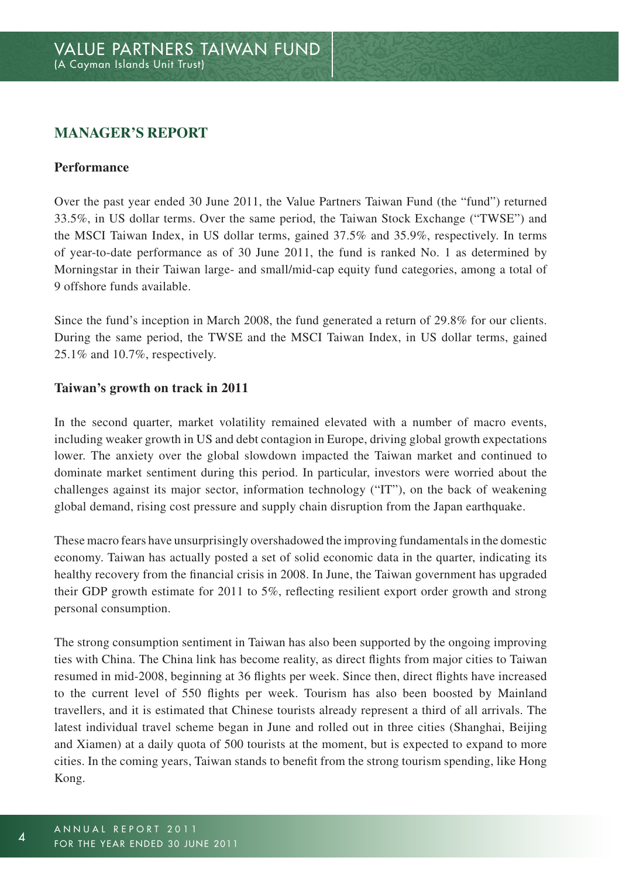## MANAGER'S REPORT

### Performance

Over the past year ended 30 June 2011, the Value Partners Taiwan Fund (the "fund") returned 33.5%, in US dollar terms. Over the same period, the Taiwan Stock Exchange ("TWSE") and the MSCI Taiwan Index, in US dollar terms, gained 37.5% and 35.9%, respectively. In terms of year-to-date performance as of 30 June 2011, the fund is ranked No. 1 as determined by Morningstar in their Taiwan large- and small/mid-cap equity fund categories, among a total of 9 offshore funds available.

Since the fund's inception in March 2008, the fund generated a return of 29.8% for our clients. During the same period, the TWSE and the MSCI Taiwan Index, in US dollar terms, gained 25.1% and 10.7%, respectively.

### Taiwan's growth on track in 2011

In the second quarter, market volatility remained elevated with a number of macro events, including weaker growth in US and debt contagion in Europe, driving global growth expectations lower. The anxiety over the global slowdown impacted the Taiwan market and continued to dominate market sentiment during this period. In particular, investors were worried about the challenges against its major sector, information technology ("IT"), on the back of weakening global demand, rising cost pressure and supply chain disruption from the Japan earthquake.

These macro fears have unsurprisingly overshadowed the improving fundamentals in the domestic economy. Taiwan has actually posted a set of solid economic data in the quarter, indicating its healthy recovery from the financial crisis in 2008. In June, the Taiwan government has upgraded their GDP growth estimate for 2011 to 5%, reflecting resilient export order growth and strong personal consumption.

The strong consumption sentiment in Taiwan has also been supported by the ongoing improving ties with China. The China link has become reality, as direct flights from major cities to Taiwan resumed in mid-2008, beginning at 36 flights per week. Since then, direct flights have increased to the current level of 550 flights per week. Tourism has also been boosted by Mainland travellers, and it is estimated that Chinese tourists already represent a third of all arrivals. The latest individual travel scheme began in June and rolled out in three cities (Shanghai, Beijing and Xiamen) at a daily quota of 500 tourists at the moment, but is expected to expand to more cities. In the coming years, Taiwan stands to benefit from the strong tourism spending, like Hong Kong.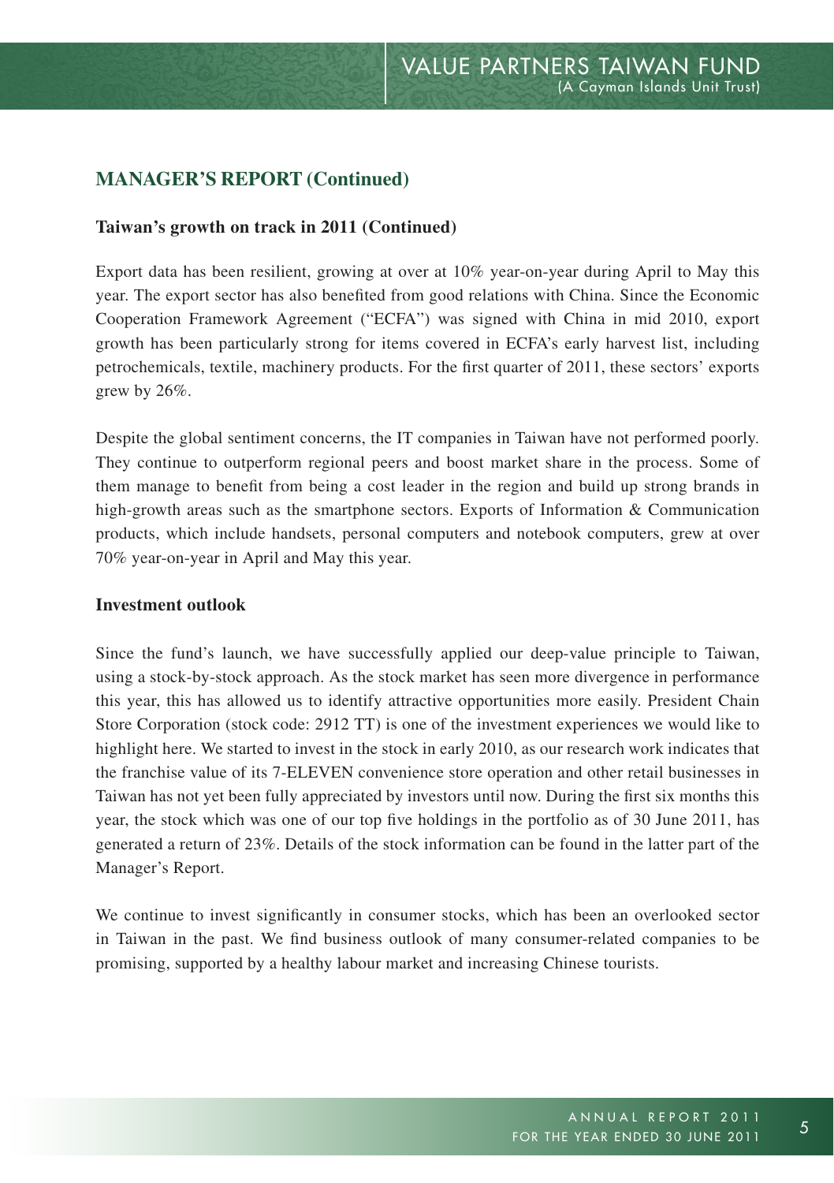## MANAGER'S REPORT (Continued)

### Taiwan's growth on track in 2011 (Continued)

Export data has been resilient, growing at over at 10% year-on-year during April to May this year. The export sector has also benefited from good relations with China. Since the Economic Cooperation Framework Agreement ("ECFA") was signed with China in mid 2010, export growth has been particularly strong for items covered in ECFA's early harvest list, including petrochemicals, textile, machinery products. For the first quarter of 2011, these sectors' exports grew by 26%.

Despite the global sentiment concerns, the IT companies in Taiwan have not performed poorly. They continue to outperform regional peers and boost market share in the process. Some of them manage to benefit from being a cost leader in the region and build up strong brands in high-growth areas such as the smartphone sectors. Exports of Information & Communication products, which include handsets, personal computers and notebook computers, grew at over 70% year-on-year in April and May this year.

### Investment outlook

Since the fund's launch, we have successfully applied our deep-value principle to Taiwan, using a stock-by-stock approach. As the stock market has seen more divergence in performance this year, this has allowed us to identify attractive opportunities more easily. President Chain Store Corporation (stock code: 2912 TT) is one of the investment experiences we would like to highlight here. We started to invest in the stock in early 2010, as our research work indicates that the franchise value of its 7-ELEVEN convenience store operation and other retail businesses in Taiwan has not yet been fully appreciated by investors until now. During the first six months this year, the stock which was one of our top five holdings in the portfolio as of 30 June 2011, has generated a return of 23%. Details of the stock information can be found in the latter part of the Manager's Report.

We continue to invest significantly in consumer stocks, which has been an overlooked sector in Taiwan in the past. We find business outlook of many consumer-related companies to be promising, supported by a healthy labour market and increasing Chinese tourists.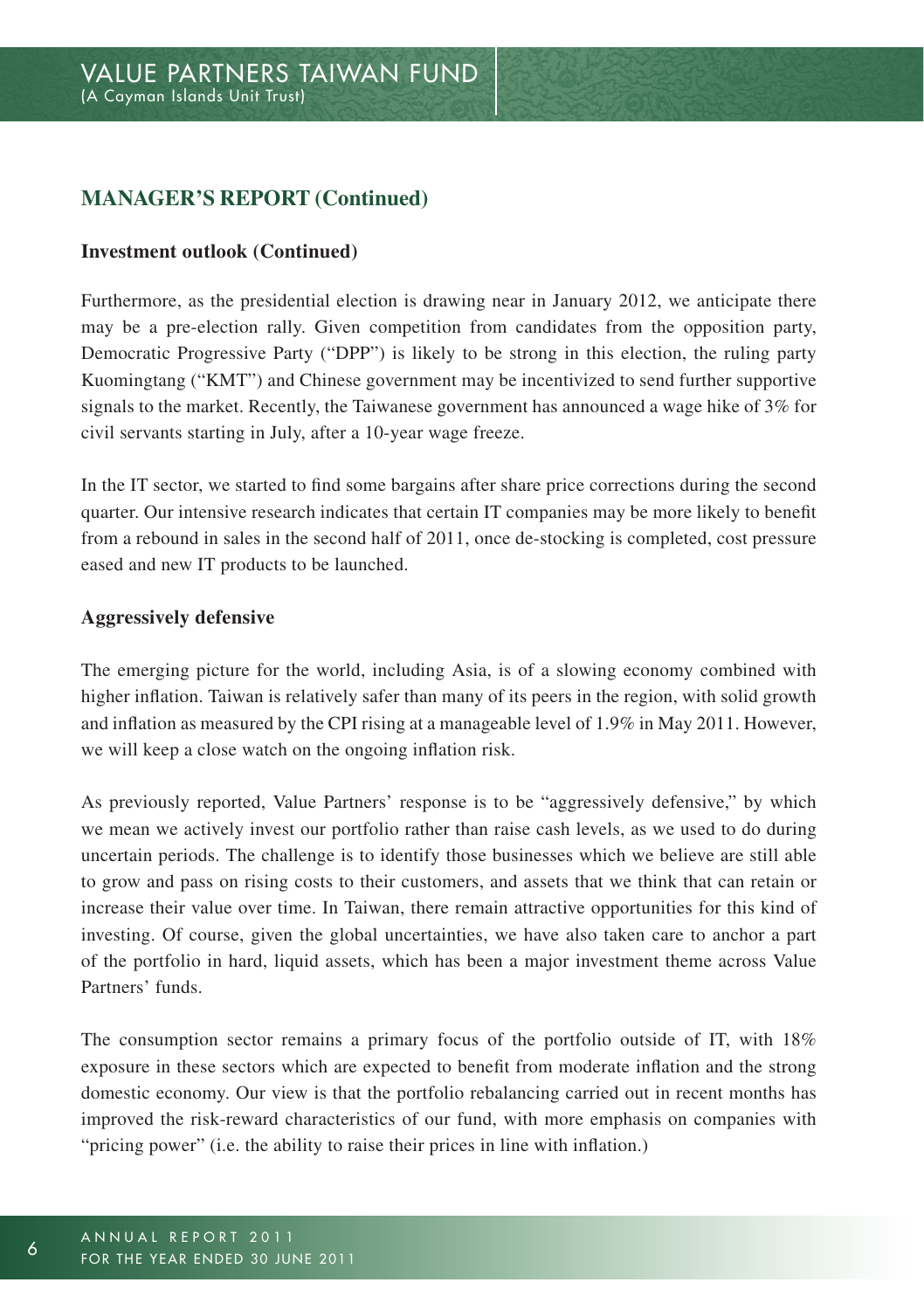## MANAGER'S REPORT (Continued)

### Investment outlook (Continued)

Furthermore, as the presidential election is drawing near in January 2012, we anticipate there may be a pre-election rally. Given competition from candidates from the opposition party, Democratic Progressive Party ("DPP") is likely to be strong in this election, the ruling party Kuomingtang ("KMT") and Chinese government may be incentivized to send further supportive signals to the market. Recently, the Taiwanese government has announced a wage hike of 3% for civil servants starting in July, after a 10-year wage freeze.

In the IT sector, we started to find some bargains after share price corrections during the second quarter. Our intensive research indicates that certain IT companies may be more likely to benefit from a rebound in sales in the second half of 2011, once de-stocking is completed, cost pressure eased and new IT products to be launched.

### Aggressively defensive

The emerging picture for the world, including Asia, is of a slowing economy combined with higher inflation. Taiwan is relatively safer than many of its peers in the region, with solid growth and inflation as measured by the CPI rising at a manageable level of 1.9% in May 2011. However, we will keep a close watch on the ongoing inflation risk.

As previously reported, Value Partners' response is to be "aggressively defensive," by which we mean we actively invest our portfolio rather than raise cash levels, as we used to do during uncertain periods. The challenge is to identify those businesses which we believe are still able to grow and pass on rising costs to their customers, and assets that we think that can retain or increase their value over time. In Taiwan, there remain attractive opportunities for this kind of investing. Of course, given the global uncertainties, we have also taken care to anchor a part of the portfolio in hard, liquid assets, which has been a major investment theme across Value Partners' funds.

The consumption sector remains a primary focus of the portfolio outside of IT, with 18% exposure in these sectors which are expected to benefit from moderate inflation and the strong domestic economy. Our view is that the portfolio rebalancing carried out in recent months has improved the risk-reward characteristics of our fund, with more emphasis on companies with "pricing power" (i.e. the ability to raise their prices in line with inflation.)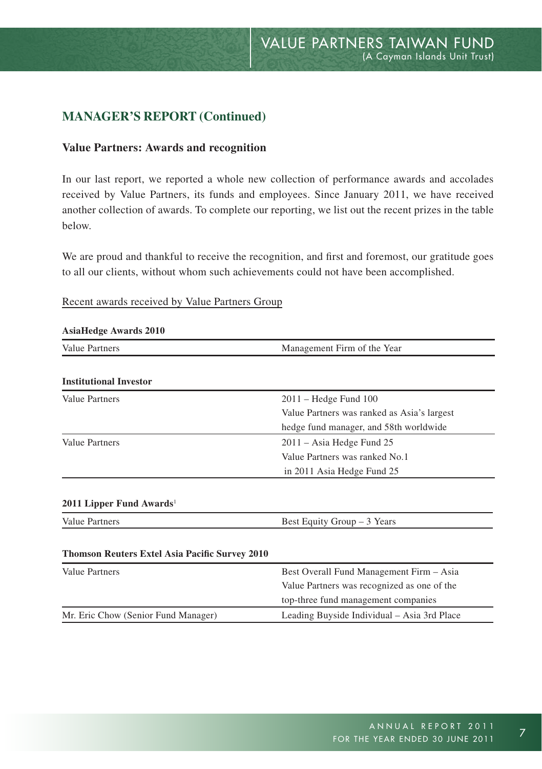## MANAGER'S REPORT (Continued)

### Value Partners: Awards and recognition

In our last report, we reported a whole new collection of performance awards and accolades received by Value Partners, its funds and employees. Since January 2011, we have received another collection of awards. To complete our reporting, we list out the recent prizes in the table below.

We are proud and thankful to receive the recognition, and first and foremost, our gratitude goes to all our clients, without whom such achievements could not have been accomplished.

Recent awards received by Value Partners Group

**AsiaHedge Awards 2010**

| | |
|---|---|
| Value Partners | Management Firm of the Year |

**Institutional Investor**

| | |
|---|---|
| Value Partners | 2011 – Hedge Fund 100<br>Value Partners was ranked as Asia's largest hedge fund manager, and 58th worldwide |
| Value Partners | 2011 – Asia Hedge Fund 25<br>Value Partners was ranked No.1 in 2011 Asia Hedge Fund 25 |

**2011 Lipper Fund Awards**[1]

| | |
|---|---|
| Value Partners | Best Equity Group – 3 Years |

**Thomson Reuters Extel Asia Pacific Survey 2010**

| | |
|---|---|
| Value Partners | Best Overall Fund Management Firm – Asia<br>Value Partners was recognized as one of the top-three fund management companies |
| Mr. Eric Chow (Senior Fund Manager) | Leading Buyside Individual – Asia 3rd Place |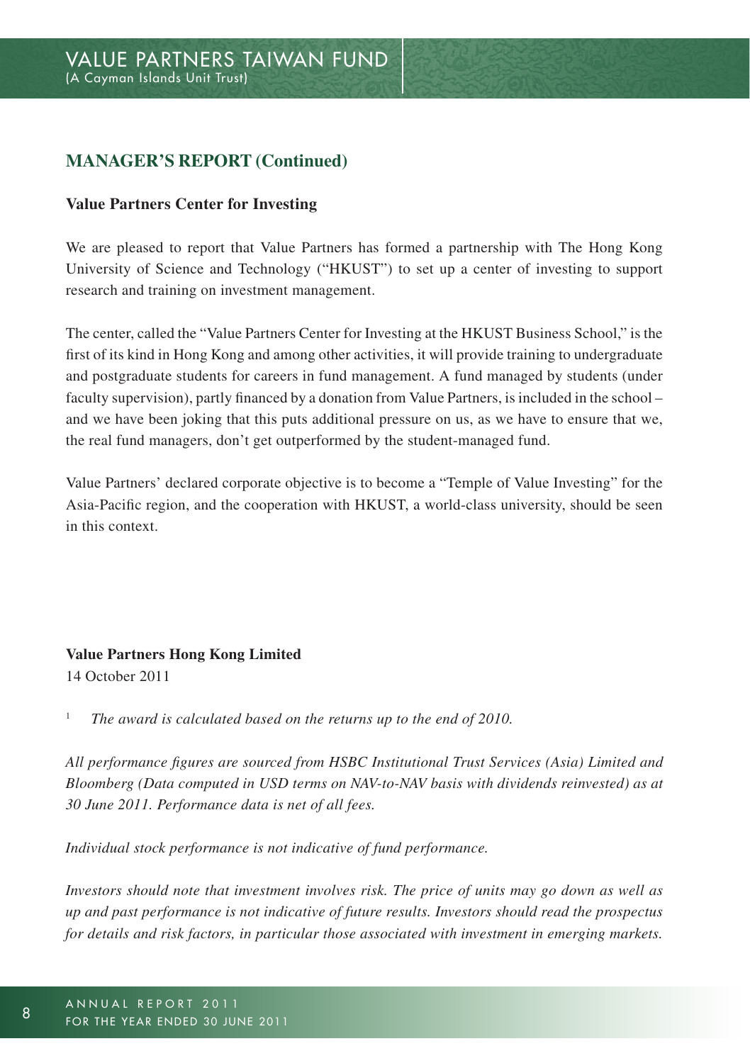## MANAGER'S REPORT (Continued)

### Value Partners Center for Investing

We are pleased to report that Value Partners has formed a partnership with The Hong Kong University of Science and Technology ("HKUST") to set up a center of investing to support research and training on investment management.

The center, called the "Value Partners Center for Investing at the HKUST Business School," is the first of its kind in Hong Kong and among other activities, it will provide training to undergraduate and postgraduate students for careers in fund management. A fund managed by students (under faculty supervision), partly financed by a donation from Value Partners, is included in the school – and we have been joking that this puts additional pressure on us, as we have to ensure that we, the real fund managers, don't get outperformed by the student-managed fund.

Value Partners' declared corporate objective is to become a "Temple of Value Investing" for the Asia-Pacific region, and the cooperation with HKUST, a world-class university, should be seen in this context.

**Value Partners Hong Kong Limited**
14 October 2011

[1] *The award is calculated based on the returns up to the end of 2010.*

*All performance figures are sourced from HSBC Institutional Trust Services (Asia) Limited and Bloomberg (Data computed in USD terms on NAV-to-NAV basis with dividends reinvested) as at 30 June 2011. Performance data is net of all fees.*

*Individual stock performance is not indicative of fund performance.*

*Investors should note that investment involves risk. The price of units may go down as well as up and past performance is not indicative of future results. Investors should read the prospectus for details and risk factors, in particular those associated with investment in emerging markets.*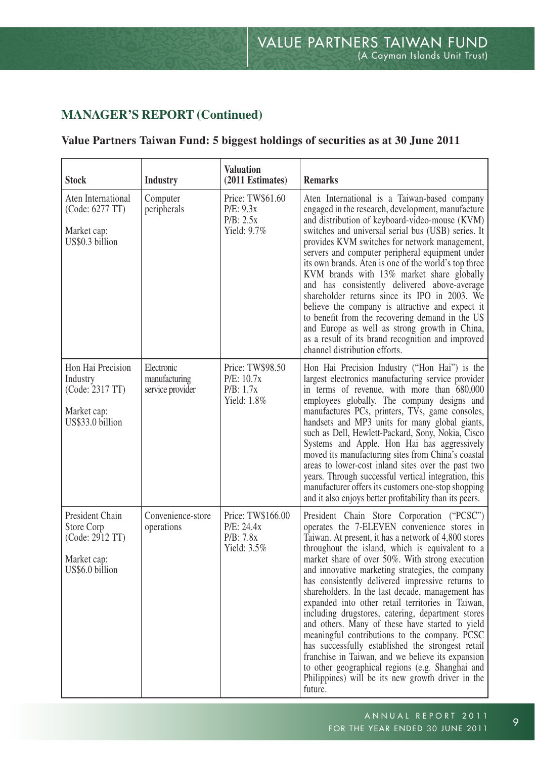## MANAGER'S REPORT (Continued)

### Value Partners Taiwan Fund: 5 biggest holdings of securities as at 30 June 2011

| Stock | Industry | Valuation (2011 Estimates) | Remarks |
|---|---|---|---|
| Aten International (Code: 6277 TT)<br><br>Market cap: US$0.3 billion | Computer peripherals | Price: TW$61.60<br>P/E: 9.3x<br>P/B: 2.5x<br>Yield: 9.7% | Aten International is a Taiwan-based company engaged in the research, development, manufacture and distribution of keyboard-video-mouse (KVM) switches and universal serial bus (USB) series. It provides KVM switches for network management, servers and computer peripheral equipment under its own brands. Aten is one of the world's top three KVM brands with 13% market share globally and has consistently delivered above-average shareholder returns since its IPO in 2003. We believe the company is attractive and expect it to benefit from the recovering demand in the US and Europe as well as strong growth in China, as a result of its brand recognition and improved channel distribution efforts. |
| Hon Hai Precision Industry (Code: 2317 TT)<br><br>Market cap: US$33.0 billion | Electronic manufacturing service provider | Price: TW$98.50<br>P/E: 10.7x<br>P/B: 1.7x<br>Yield: 1.8% | Hon Hai Precision Industry ("Hon Hai") is the largest electronics manufacturing service provider in terms of revenue, with more than 680,000 employees globally. The company designs and manufactures PCs, printers, TVs, game consoles, handsets and MP3 units for many global giants, such as Dell, Hewlett-Packard, Sony, Nokia, Cisco Systems and Apple. Hon Hai has aggressively moved its manufacturing sites from China's coastal areas to lower-cost inland sites over the past two years. Through successful vertical integration, this manufacturer offers its customers one-stop shopping and it also enjoys better profitability than its peers. |
| President Chain Store Corp (Code: 2912 TT)<br><br>Market cap: US$6.0 billion | Convenience-store operations | Price: TW$166.00<br>P/E: 24.4x<br>P/B: 7.8x<br>Yield: 3.5% | President Chain Store Corporation ("PCSC") operates the 7-ELEVEN convenience stores in Taiwan. At present, it has a network of 4,800 stores throughout the island, which is equivalent to a market share of over 50%. With strong execution and innovative marketing strategies, the company has consistently delivered impressive returns to shareholders. In the last decade, management has expanded into other retail territories in Taiwan, including drugstores, catering, department stores and others. Many of these have started to yield meaningful contributions to the company. PCSC has successfully established the strongest retail franchise in Taiwan, and we believe its expansion to other geographical regions (e.g. Shanghai and Philippines) will be its new growth driver in the future. |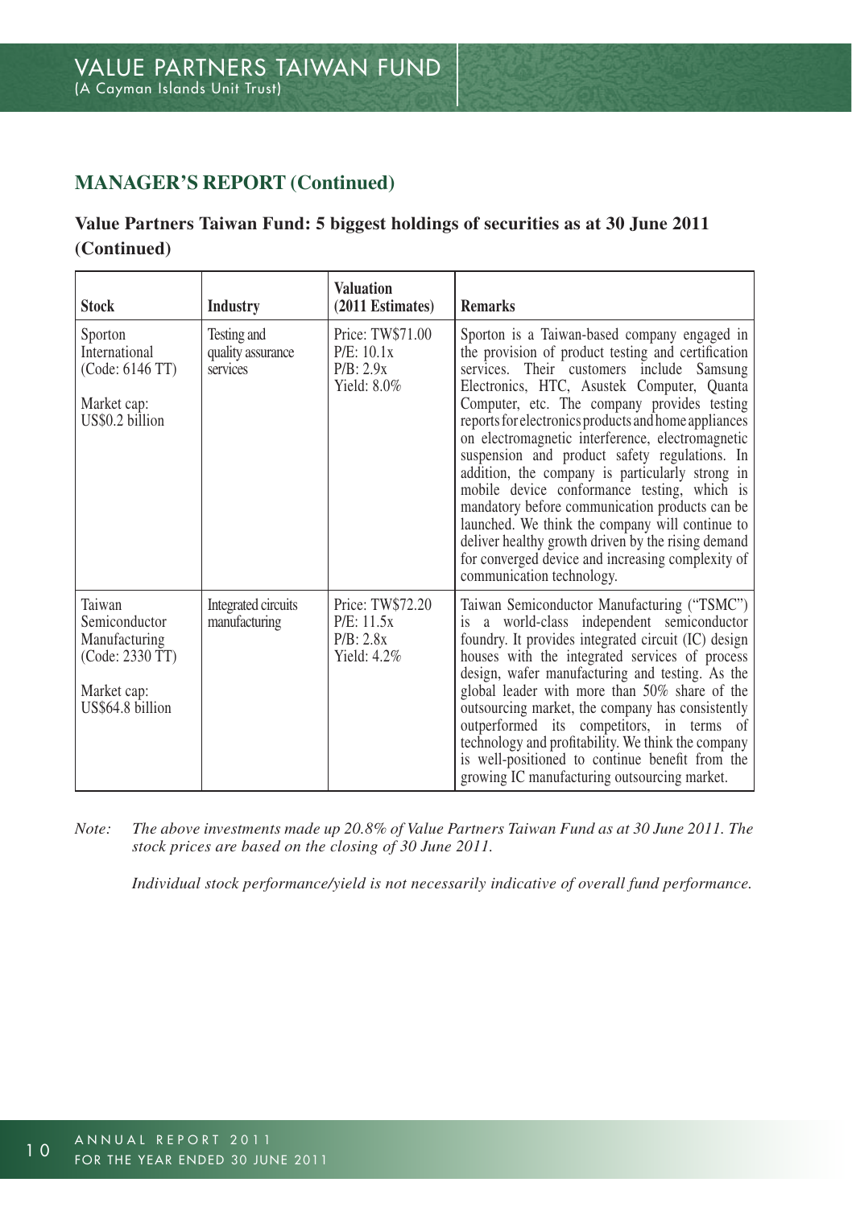## MANAGER'S REPORT (Continued)

### Value Partners Taiwan Fund: 5 biggest holdings of securities as at 30 June 2011 (Continued)

| Stock | Industry | Valuation (2011 Estimates) | Remarks |
|---|---|---|---|
| Sporton International (Code: 6146 TT)<br><br>Market cap: US$0.2 billion | Testing and quality assurance services | Price: TW$71.00<br>P/E: 10.1x<br>P/B: 2.9x<br>Yield: 8.0% | Sporton is a Taiwan-based company engaged in the provision of product testing and certification services. Their customers include Samsung Electronics, HTC, Asustek Computer, Quanta Computer, etc. The company provides testing reports for electronics products and home appliances on electromagnetic interference, electromagnetic suspension and product safety regulations. In addition, the company is particularly strong in mobile device conformance testing, which is mandatory before communication products can be launched. We think the company will continue to deliver healthy growth driven by the rising demand for converged device and increasing complexity of communication technology. |
| Taiwan Semiconductor Manufacturing (Code: 2330 TT)<br><br>Market cap: US$64.8 billion | Integrated circuits manufacturing | Price: TW$72.20<br>P/E: 11.5x<br>P/B: 2.8x<br>Yield: 4.2% | Taiwan Semiconductor Manufacturing ("TSMC") is a world-class independent semiconductor foundry. It provides integrated circuit (IC) design houses with the integrated services of process design, wafer manufacturing and testing. As the global leader with more than 50% share of the outsourcing market, the company has consistently outperformed its competitors, in terms of technology and profitability. We think the company is well-positioned to continue benefit from the growing IC manufacturing outsourcing market. |

*Note: The above investments made up 20.8% of Value Partners Taiwan Fund as at 30 June 2011. The stock prices are based on the closing of 30 June 2011.*

*Individual stock performance/yield is not necessarily indicative of overall fund performance.*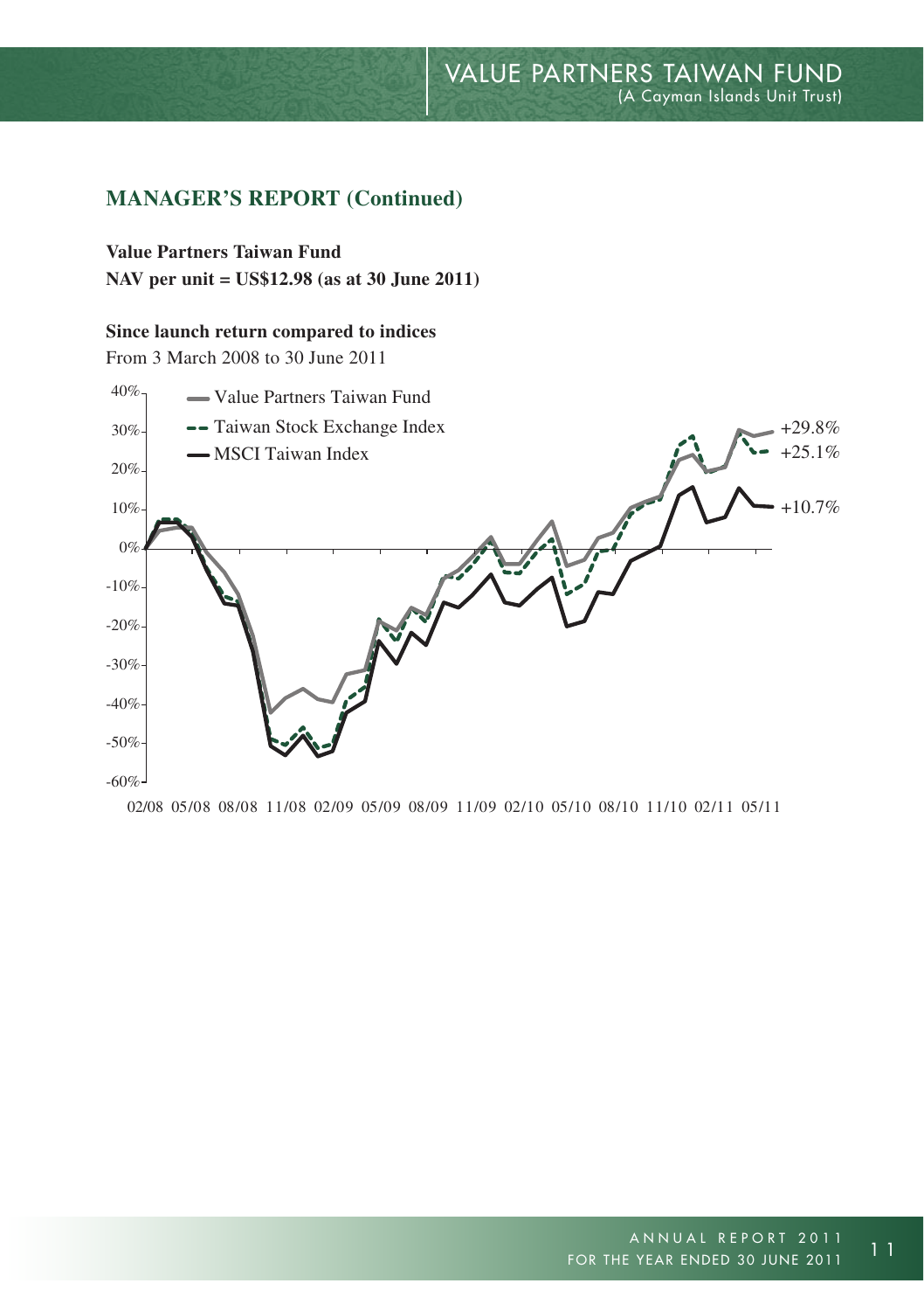## MANAGER'S REPORT (Continued)

**Value Partners Taiwan Fund**
**NAV per unit = US$12.98 (as at 30 June 2011)**

**Since launch return compared to indices**
From 3 March 2008 to 30 June 2011

- Value Partners Taiwan Fund: +29.8%
- Taiwan Stock Exchange Index: +25.1%
- MSCI Taiwan Index: +10.7%

Y-axis: 40%, 30%, 20%, 10%, 0%, -10%, -20%, -30%, -40%, -50%, -60%

X-axis: 02/08 05/08 08/08 11/08 02/09 05/09 08/09 11/09 02/10 05/10 08/10 11/10 02/11 05/11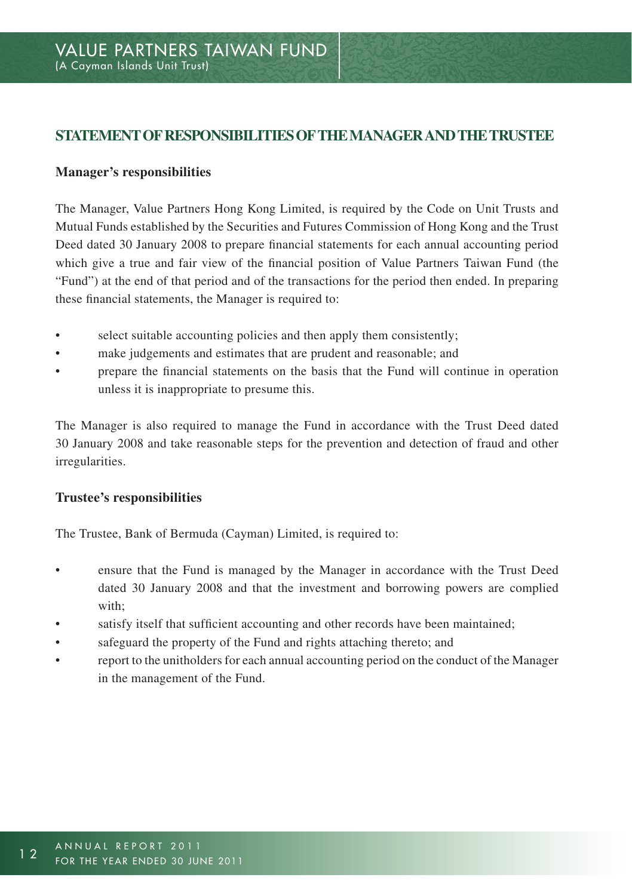## STATEMENT OF RESPONSIBILITIES OF THE MANAGER AND THE TRUSTEE

### Manager's responsibilities

The Manager, Value Partners Hong Kong Limited, is required by the Code on Unit Trusts and Mutual Funds established by the Securities and Futures Commission of Hong Kong and the Trust Deed dated 30 January 2008 to prepare financial statements for each annual accounting period which give a true and fair view of the financial position of Value Partners Taiwan Fund (the "Fund") at the end of that period and of the transactions for the period then ended. In preparing these financial statements, the Manager is required to:

- select suitable accounting policies and then apply them consistently;
- make judgements and estimates that are prudent and reasonable; and
- prepare the financial statements on the basis that the Fund will continue in operation unless it is inappropriate to presume this.

The Manager is also required to manage the Fund in accordance with the Trust Deed dated 30 January 2008 and take reasonable steps for the prevention and detection of fraud and other irregularities.

### Trustee's responsibilities

The Trustee, Bank of Bermuda (Cayman) Limited, is required to:

- ensure that the Fund is managed by the Manager in accordance with the Trust Deed dated 30 January 2008 and that the investment and borrowing powers are complied with;
- satisfy itself that sufficient accounting and other records have been maintained;
- safeguard the property of the Fund and rights attaching thereto; and
- report to the unitholders for each annual accounting period on the conduct of the Manager in the management of the Fund.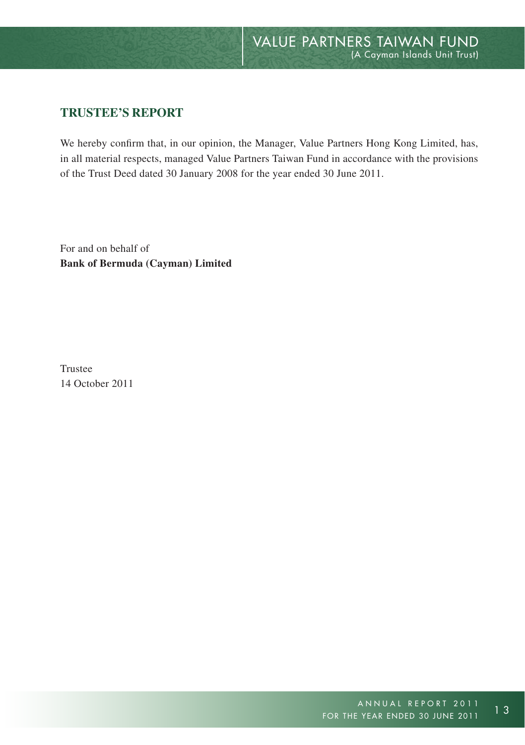## TRUSTEE'S REPORT

We hereby confirm that, in our opinion, the Manager, Value Partners Hong Kong Limited, has, in all material respects, managed Value Partners Taiwan Fund in accordance with the provisions of the Trust Deed dated 30 January 2008 for the year ended 30 June 2011.

For and on behalf of
**Bank of Bermuda (Cayman) Limited**

Trustee
14 October 2011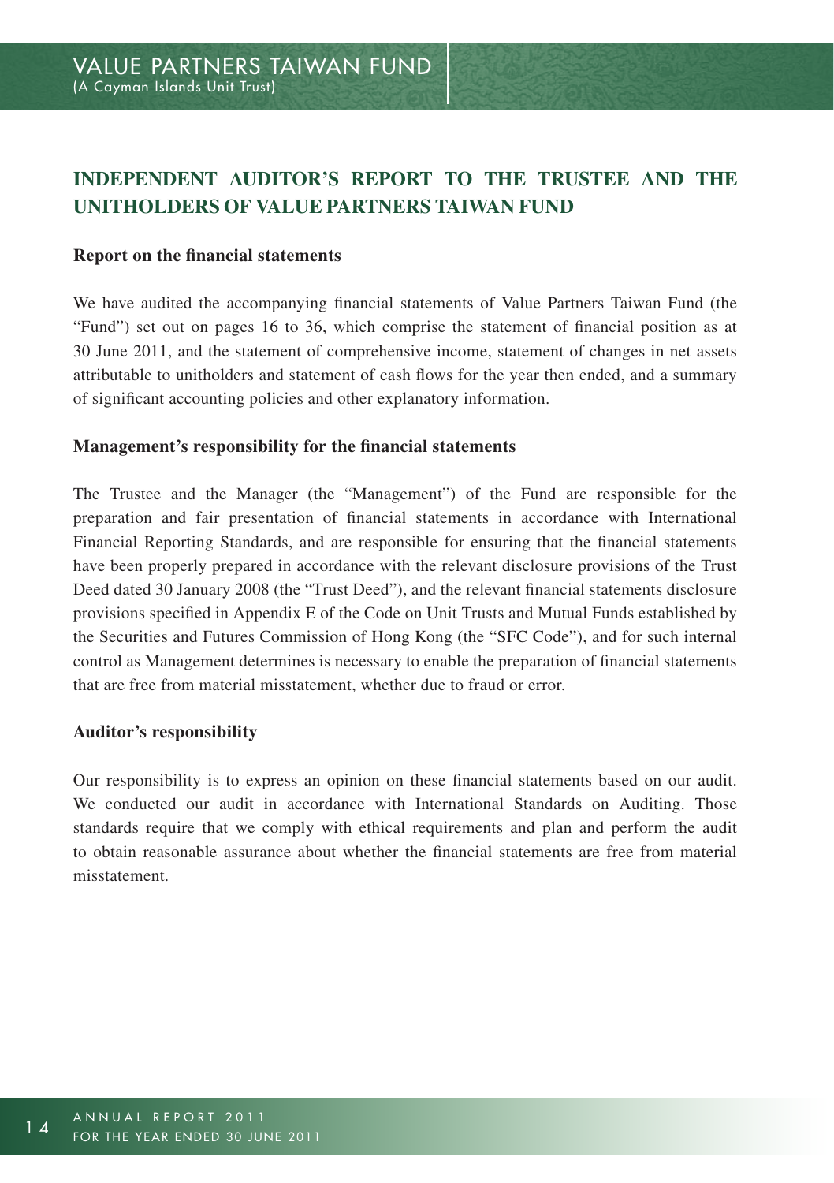# INDEPENDENT AUDITOR'S REPORT TO THE TRUSTEE AND THE UNITHOLDERS OF VALUE PARTNERS TAIWAN FUND

## Report on the financial statements

We have audited the accompanying financial statements of Value Partners Taiwan Fund (the "Fund") set out on pages 16 to 36, which comprise the statement of financial position as at 30 June 2011, and the statement of comprehensive income, statement of changes in net assets attributable to unitholders and statement of cash flows for the year then ended, and a summary of significant accounting policies and other explanatory information.

## Management's responsibility for the financial statements

The Trustee and the Manager (the "Management") of the Fund are responsible for the preparation and fair presentation of financial statements in accordance with International Financial Reporting Standards, and are responsible for ensuring that the financial statements have been properly prepared in accordance with the relevant disclosure provisions of the Trust Deed dated 30 January 2008 (the "Trust Deed"), and the relevant financial statements disclosure provisions specified in Appendix E of the Code on Unit Trusts and Mutual Funds established by the Securities and Futures Commission of Hong Kong (the "SFC Code"), and for such internal control as Management determines is necessary to enable the preparation of financial statements that are free from material misstatement, whether due to fraud or error.

## Auditor's responsibility

Our responsibility is to express an opinion on these financial statements based on our audit. We conducted our audit in accordance with International Standards on Auditing. Those standards require that we comply with ethical requirements and plan and perform the audit to obtain reasonable assurance about whether the financial statements are free from material misstatement.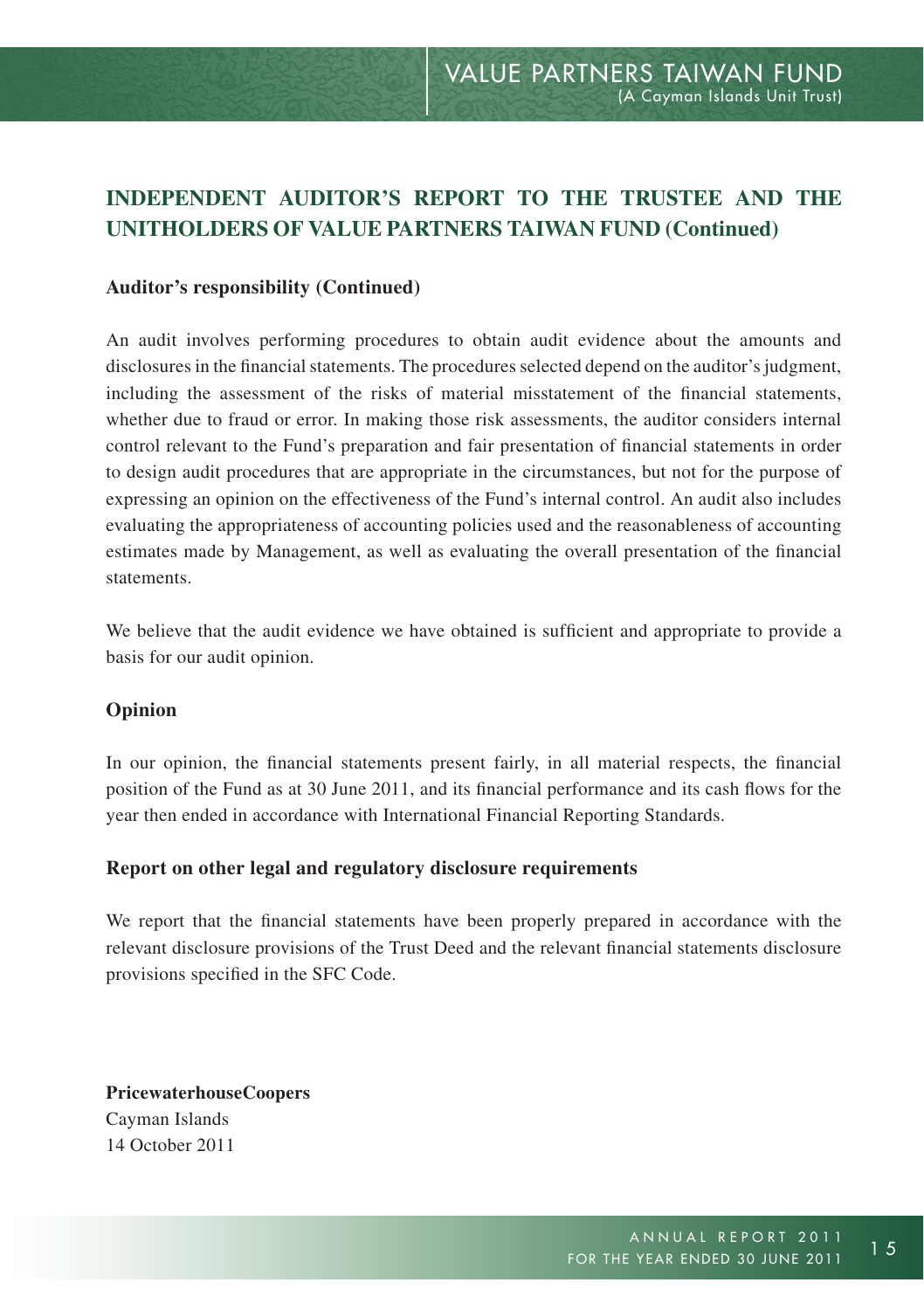# INDEPENDENT AUDITOR'S REPORT TO THE TRUSTEE AND THE UNITHOLDERS OF VALUE PARTNERS TAIWAN FUND (Continued)

## Auditor's responsibility (Continued)

An audit involves performing procedures to obtain audit evidence about the amounts and disclosures in the financial statements. The procedures selected depend on the auditor's judgment, including the assessment of the risks of material misstatement of the financial statements, whether due to fraud or error. In making those risk assessments, the auditor considers internal control relevant to the Fund's preparation and fair presentation of financial statements in order to design audit procedures that are appropriate in the circumstances, but not for the purpose of expressing an opinion on the effectiveness of the Fund's internal control. An audit also includes evaluating the appropriateness of accounting policies used and the reasonableness of accounting estimates made by Management, as well as evaluating the overall presentation of the financial statements.

We believe that the audit evidence we have obtained is sufficient and appropriate to provide a basis for our audit opinion.

## Opinion

In our opinion, the financial statements present fairly, in all material respects, the financial position of the Fund as at 30 June 2011, and its financial performance and its cash flows for the year then ended in accordance with International Financial Reporting Standards.

## Report on other legal and regulatory disclosure requirements

We report that the financial statements have been properly prepared in accordance with the relevant disclosure provisions of the Trust Deed and the relevant financial statements disclosure provisions specified in the SFC Code.

**PricewaterhouseCoopers**
Cayman Islands
14 October 2011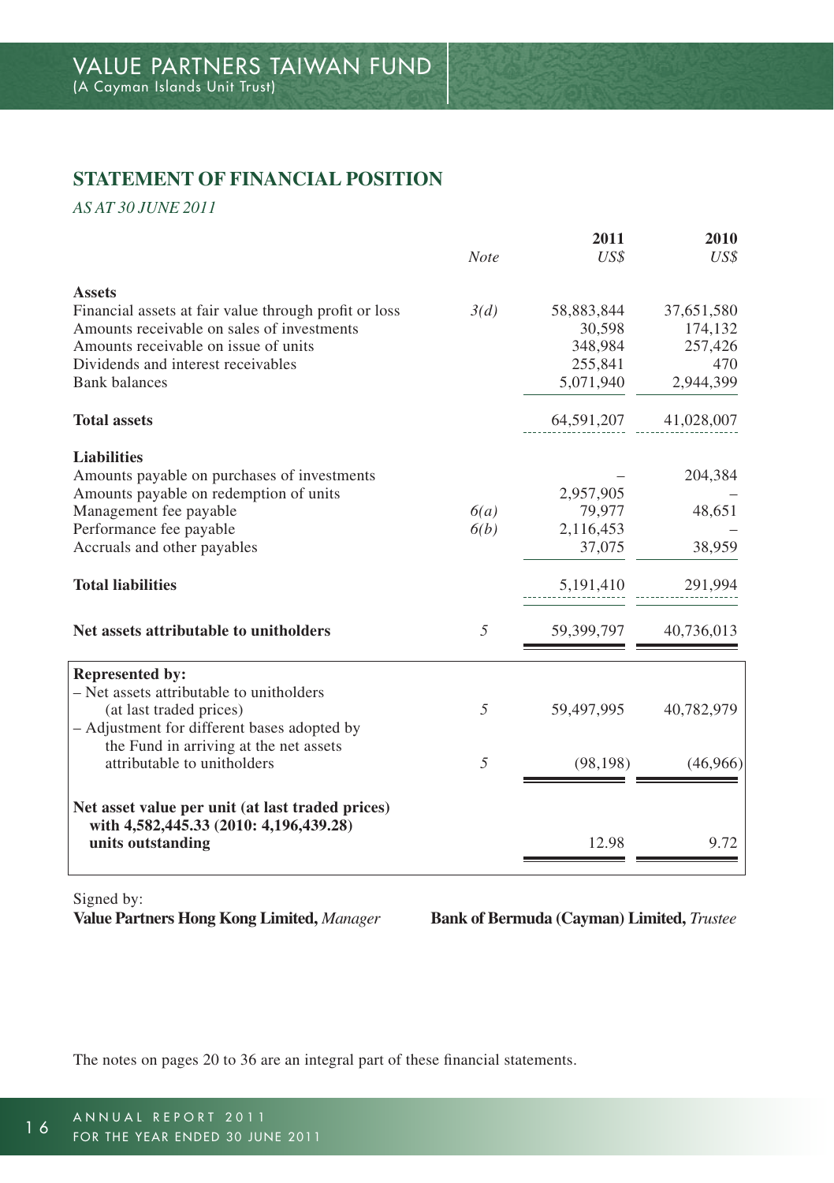## STATEMENT OF FINANCIAL POSITION

*AS AT 30 JUNE 2011*

| | Note | 2011 US$ | 2010 US$ |
|---|---|---|---|
| **Assets** | | | |
| Financial assets at fair value through profit or loss | 3(d) | 58,883,844 | 37,651,580 |
| Amounts receivable on sales of investments | | 30,598 | 174,132 |
| Amounts receivable on issue of units | | 348,984 | 257,426 |
| Dividends and interest receivables | | 255,841 | 470 |
| Bank balances | | 5,071,940 | 2,944,399 |
| **Total assets** | | 64,591,207 | 41,028,007 |
| **Liabilities** | | | |
| Amounts payable on purchases of investments | | – | 204,384 |
| Amounts payable on redemption of units | | 2,957,905 | – |
| Management fee payable | 6(a) | 79,977 | 48,651 |
| Performance fee payable | 6(b) | 2,116,453 | – |
| Accruals and other payables | | 37,075 | 38,959 |
| **Total liabilities** | | 5,191,410 | 291,994 |
| **Net assets attributable to unitholders** | 5 | 59,399,797 | 40,736,013 |
| **Represented by:** | | | |
| – Net assets attributable to unitholders (at last traded prices) | 5 | 59,497,995 | 40,782,979 |
| – Adjustment for different bases adopted by the Fund in arriving at the net assets attributable to unitholders | 5 | (98,198) | (46,966) |
| **Net asset value per unit (at last traded prices) with 4,582,445.33 (2010: 4,196,439.28) units outstanding** | | 12.98 | 9.72 |

Signed by:

**Value Partners Hong Kong Limited,** *Manager*

**Bank of Bermuda (Cayman) Limited,** *Trustee*

The notes on pages 20 to 36 are an integral part of these financial statements.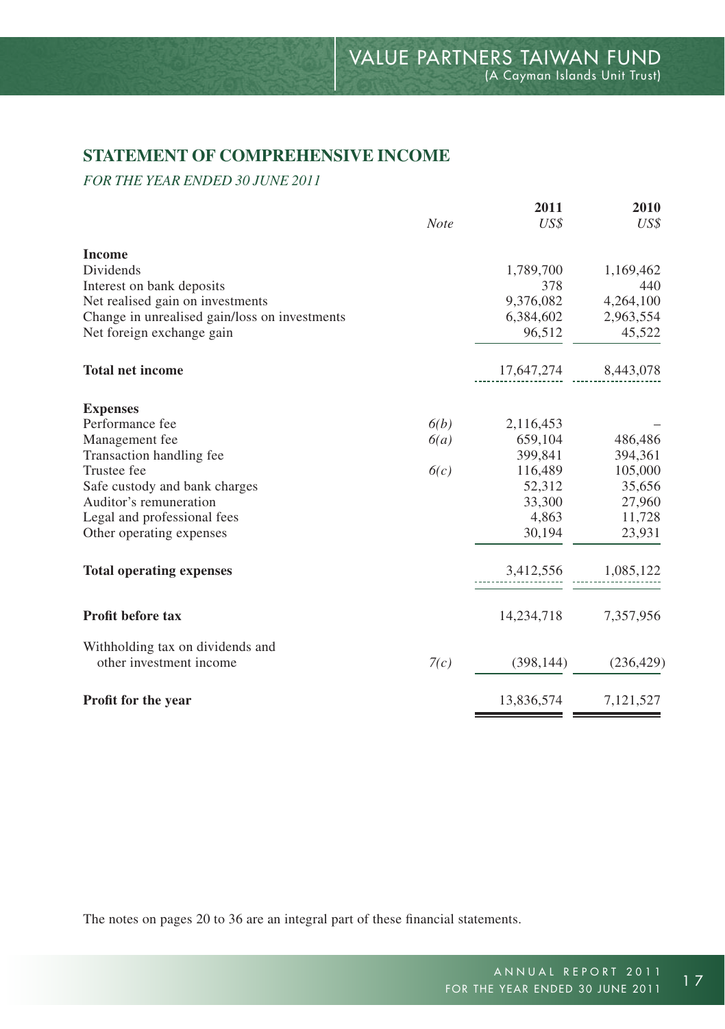## STATEMENT OF COMPREHENSIVE INCOME

*FOR THE YEAR ENDED 30 JUNE 2011*

| | *Note* | **2011** *US$* | **2010** *US$* |
|---|---|---|---|
| **Income** | | | |
| Dividends | | 1,789,700 | 1,169,462 |
| Interest on bank deposits | | 378 | 440 |
| Net realised gain on investments | | 9,376,082 | 4,264,100 |
| Change in unrealised gain/loss on investments | | 6,384,602 | 2,963,554 |
| Net foreign exchange gain | | 96,512 | 45,522 |
| **Total net income** | | 17,647,274 | 8,443,078 |
| **Expenses** | | | |
| Performance fee | *6(b)* | 2,116,453 | – |
| Management fee | *6(a)* | 659,104 | 486,486 |
| Transaction handling fee | | 399,841 | 394,361 |
| Trustee fee | *6(c)* | 116,489 | 105,000 |
| Safe custody and bank charges | | 52,312 | 35,656 |
| Auditor's remuneration | | 33,300 | 27,960 |
| Legal and professional fees | | 4,863 | 11,728 |
| Other operating expenses | | 30,194 | 23,931 |
| **Total operating expenses** | | 3,412,556 | 1,085,122 |
| **Profit before tax** | | 14,234,718 | 7,357,956 |
| Withholding tax on dividends and other investment income | *7(c)* | (398,144) | (236,429) |
| **Profit for the year** | | 13,836,574 | 7,121,527 |

The notes on pages 20 to 36 are an integral part of these financial statements.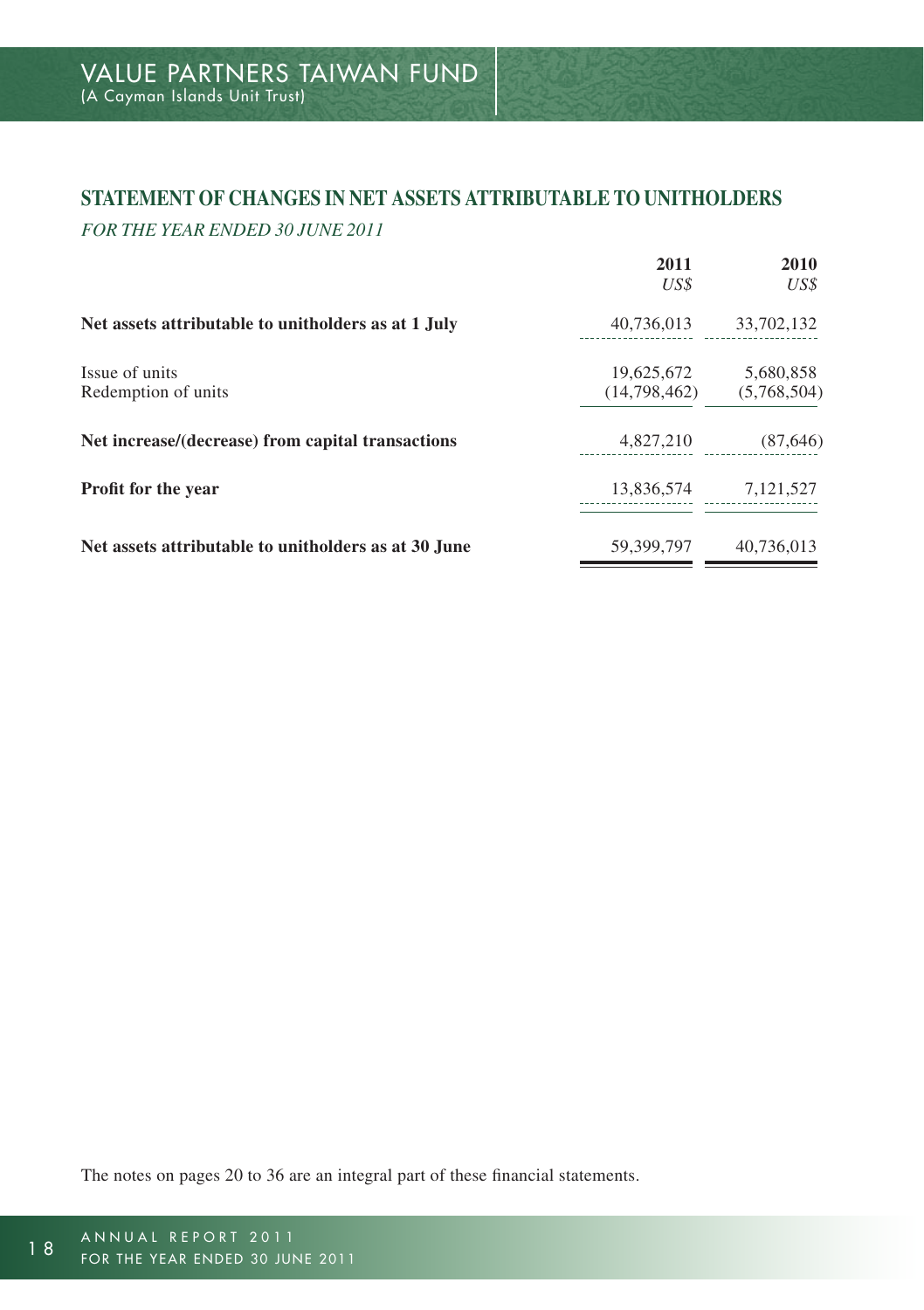## STATEMENT OF CHANGES IN NET ASSETS ATTRIBUTABLE TO UNITHOLDERS

*FOR THE YEAR ENDED 30 JUNE 2011*

| | **2011** *US$* | **2010** *US$* |
|---|---|---|
| **Net assets attributable to unitholders as at 1 July** | 40,736,013 | 33,702,132 |
| Issue of units | 19,625,672 | 5,680,858 |
| Redemption of units | (14,798,462) | (5,768,504) |
| **Net increase/(decrease) from capital transactions** | 4,827,210 | (87,646) |
| **Profit for the year** | 13,836,574 | 7,121,527 |
| **Net assets attributable to unitholders as at 30 June** | 59,399,797 | 40,736,013 |

The notes on pages 20 to 36 are an integral part of these financial statements.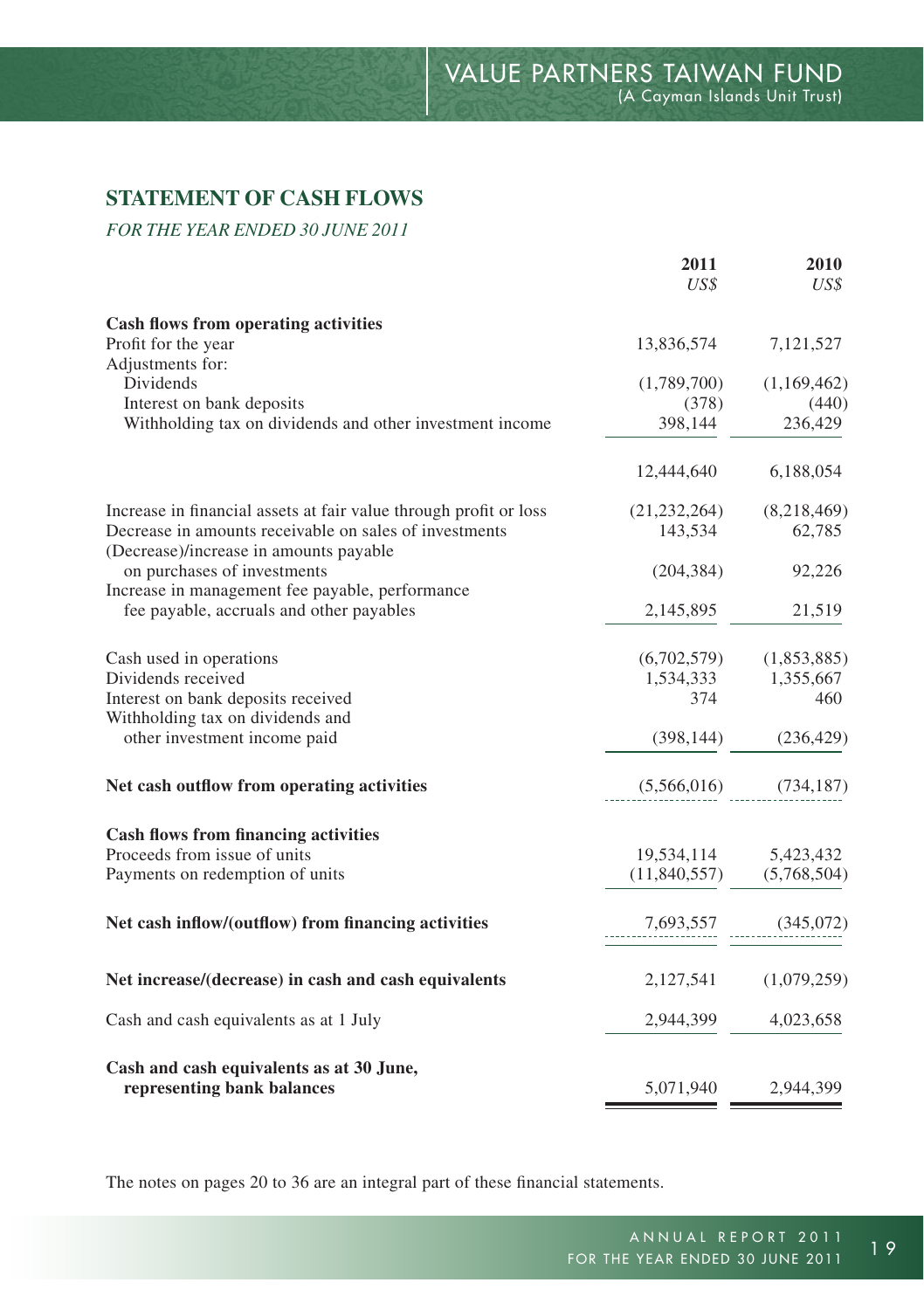## STATEMENT OF CASH FLOWS

*FOR THE YEAR ENDED 30 JUNE 2011*

| | 2011<br>*US$* | 2010<br>*US$* |
|---|---|---|
| **Cash flows from operating activities** | | |
| Profit for the year | 13,836,574 | 7,121,527 |
| Adjustments for: | | |
| Dividends | (1,789,700) | (1,169,462) |
| Interest on bank deposits | (378) | (440) |
| Withholding tax on dividends and other investment income | 398,144 | 236,429 |
| | 12,444,640 | 6,188,054 |
| Increase in financial assets at fair value through profit or loss | (21,232,264) | (8,218,469) |
| Decrease in amounts receivable on sales of investments | 143,534 | 62,785 |
| (Decrease)/increase in amounts payable on purchases of investments | (204,384) | 92,226 |
| Increase in management fee payable, performance fee payable, accruals and other payables | 2,145,895 | 21,519 |
| Cash used in operations | (6,702,579) | (1,853,885) |
| Dividends received | 1,534,333 | 1,355,667 |
| Interest on bank deposits received | 374 | 460 |
| Withholding tax on dividends and other investment income paid | (398,144) | (236,429) |
| **Net cash outflow from operating activities** | (5,566,016) | (734,187) |
| **Cash flows from financing activities** | | |
| Proceeds from issue of units | 19,534,114 | 5,423,432 |
| Payments on redemption of units | (11,840,557) | (5,768,504) |
| **Net cash inflow/(outflow) from financing activities** | 7,693,557 | (345,072) |
| **Net increase/(decrease) in cash and cash equivalents** | 2,127,541 | (1,079,259) |
| Cash and cash equivalents as at 1 July | 2,944,399 | 4,023,658 |
| **Cash and cash equivalents as at 30 June, representing bank balances** | 5,071,940 | 2,944,399 |

The notes on pages 20 to 36 are an integral part of these financial statements.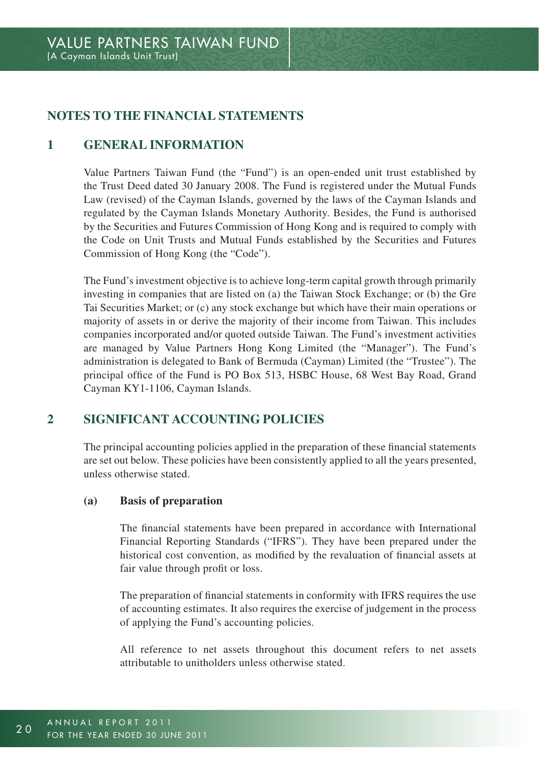# NOTES TO THE FINANCIAL STATEMENTS

## 1 GENERAL INFORMATION

Value Partners Taiwan Fund (the "Fund") is an open-ended unit trust established by the Trust Deed dated 30 January 2008. The Fund is registered under the Mutual Funds Law (revised) of the Cayman Islands, governed by the laws of the Cayman Islands and regulated by the Cayman Islands Monetary Authority. Besides, the Fund is authorised by the Securities and Futures Commission of Hong Kong and is required to comply with the Code on Unit Trusts and Mutual Funds established by the Securities and Futures Commission of Hong Kong (the "Code").

The Fund's investment objective is to achieve long-term capital growth through primarily investing in companies that are listed on (a) the Taiwan Stock Exchange; or (b) the Gre Tai Securities Market; or (c) any stock exchange but which have their main operations or majority of assets in or derive the majority of their income from Taiwan. This includes companies incorporated and/or quoted outside Taiwan. The Fund's investment activities are managed by Value Partners Hong Kong Limited (the "Manager"). The Fund's administration is delegated to Bank of Bermuda (Cayman) Limited (the "Trustee"). The principal office of the Fund is PO Box 513, HSBC House, 68 West Bay Road, Grand Cayman KY1-1106, Cayman Islands.

## 2 SIGNIFICANT ACCOUNTING POLICIES

The principal accounting policies applied in the preparation of these financial statements are set out below. These policies have been consistently applied to all the years presented, unless otherwise stated.

### (a) Basis of preparation

The financial statements have been prepared in accordance with International Financial Reporting Standards ("IFRS"). They have been prepared under the historical cost convention, as modified by the revaluation of financial assets at fair value through profit or loss.

The preparation of financial statements in conformity with IFRS requires the use of accounting estimates. It also requires the exercise of judgement in the process of applying the Fund's accounting policies.

All reference to net assets throughout this document refers to net assets attributable to unitholders unless otherwise stated.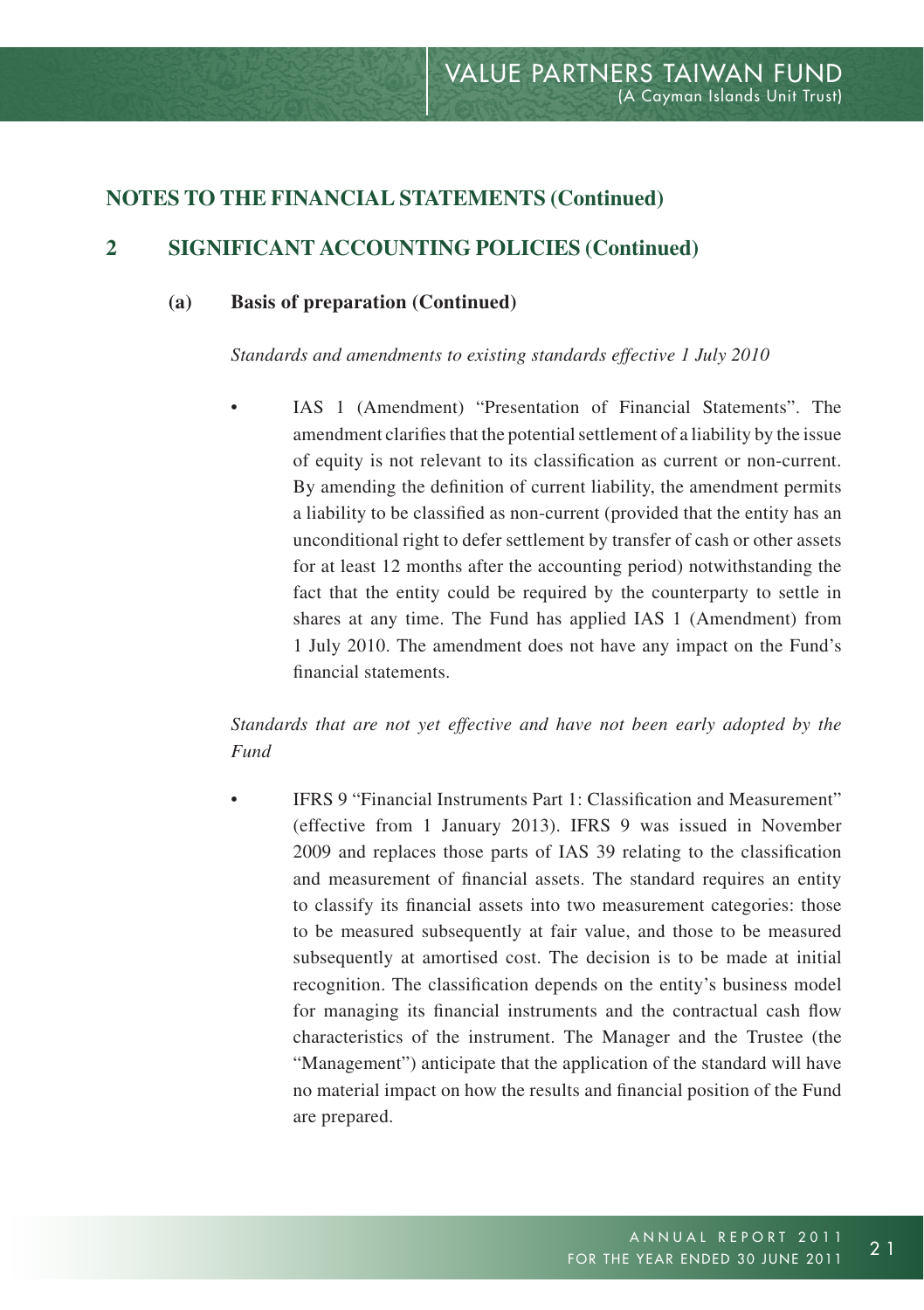## NOTES TO THE FINANCIAL STATEMENTS (Continued)

## 2 SIGNIFICANT ACCOUNTING POLICIES (Continued)

### (a) Basis of preparation (Continued)

*Standards and amendments to existing standards effective 1 July 2010*

- IAS 1 (Amendment) "Presentation of Financial Statements". The amendment clarifies that the potential settlement of a liability by the issue of equity is not relevant to its classification as current or non-current. By amending the definition of current liability, the amendment permits a liability to be classified as non-current (provided that the entity has an unconditional right to defer settlement by transfer of cash or other assets for at least 12 months after the accounting period) notwithstanding the fact that the entity could be required by the counterparty to settle in shares at any time. The Fund has applied IAS 1 (Amendment) from 1 July 2010. The amendment does not have any impact on the Fund's financial statements.

*Standards that are not yet effective and have not been early adopted by the Fund*

- IFRS 9 "Financial Instruments Part 1: Classification and Measurement" (effective from 1 January 2013). IFRS 9 was issued in November 2009 and replaces those parts of IAS 39 relating to the classification and measurement of financial assets. The standard requires an entity to classify its financial assets into two measurement categories: those to be measured subsequently at fair value, and those to be measured subsequently at amortised cost. The decision is to be made at initial recognition. The classification depends on the entity's business model for managing its financial instruments and the contractual cash flow characteristics of the instrument. The Manager and the Trustee (the "Management") anticipate that the application of the standard will have no material impact on how the results and financial position of the Fund are prepared.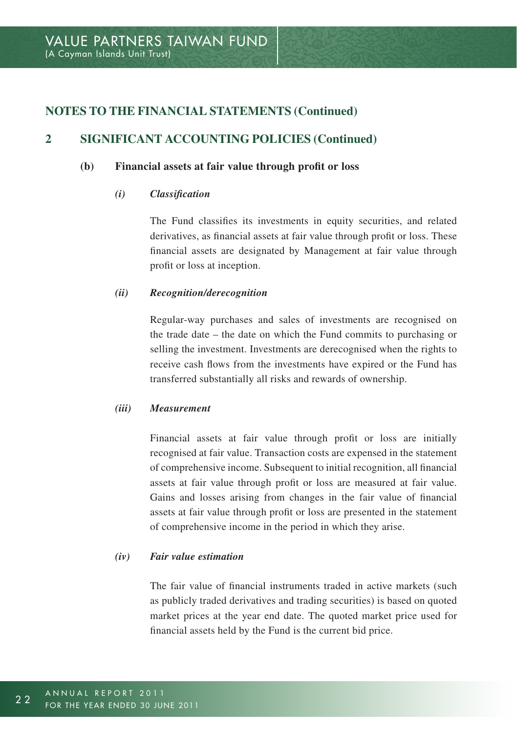## NOTES TO THE FINANCIAL STATEMENTS (Continued)

### 2 SIGNIFICANT ACCOUNTING POLICIES (Continued)

#### (b) Financial assets at fair value through profit or loss

##### *(i) Classification*

The Fund classifies its investments in equity securities, and related derivatives, as financial assets at fair value through profit or loss. These financial assets are designated by Management at fair value through profit or loss at inception.

##### *(ii) Recognition/derecognition*

Regular-way purchases and sales of investments are recognised on the trade date – the date on which the Fund commits to purchasing or selling the investment. Investments are derecognised when the rights to receive cash flows from the investments have expired or the Fund has transferred substantially all risks and rewards of ownership.

##### *(iii) Measurement*

Financial assets at fair value through profit or loss are initially recognised at fair value. Transaction costs are expensed in the statement of comprehensive income. Subsequent to initial recognition, all financial assets at fair value through profit or loss are measured at fair value. Gains and losses arising from changes in the fair value of financial assets at fair value through profit or loss are presented in the statement of comprehensive income in the period in which they arise.

##### *(iv) Fair value estimation*

The fair value of financial instruments traded in active markets (such as publicly traded derivatives and trading securities) is based on quoted market prices at the year end date. The quoted market price used for financial assets held by the Fund is the current bid price.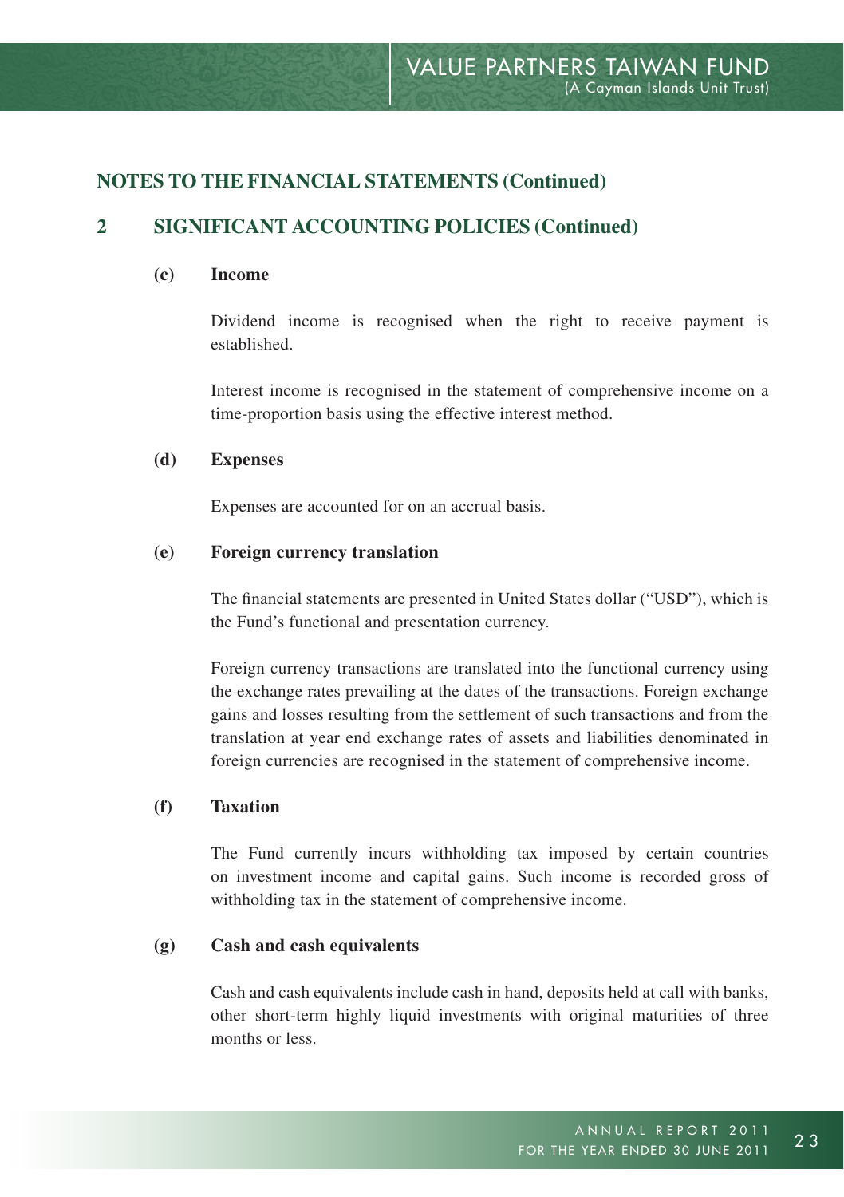## NOTES TO THE FINANCIAL STATEMENTS (Continued)

## 2 SIGNIFICANT ACCOUNTING POLICIES (Continued)

### (c) Income

Dividend income is recognised when the right to receive payment is established.

Interest income is recognised in the statement of comprehensive income on a time-proportion basis using the effective interest method.

### (d) Expenses

Expenses are accounted for on an accrual basis.

### (e) Foreign currency translation

The financial statements are presented in United States dollar ("USD"), which is the Fund's functional and presentation currency.

Foreign currency transactions are translated into the functional currency using the exchange rates prevailing at the dates of the transactions. Foreign exchange gains and losses resulting from the settlement of such transactions and from the translation at year end exchange rates of assets and liabilities denominated in foreign currencies are recognised in the statement of comprehensive income.

### (f) Taxation

The Fund currently incurs withholding tax imposed by certain countries on investment income and capital gains. Such income is recorded gross of withholding tax in the statement of comprehensive income.

### (g) Cash and cash equivalents

Cash and cash equivalents include cash in hand, deposits held at call with banks, other short-term highly liquid investments with original maturities of three months or less.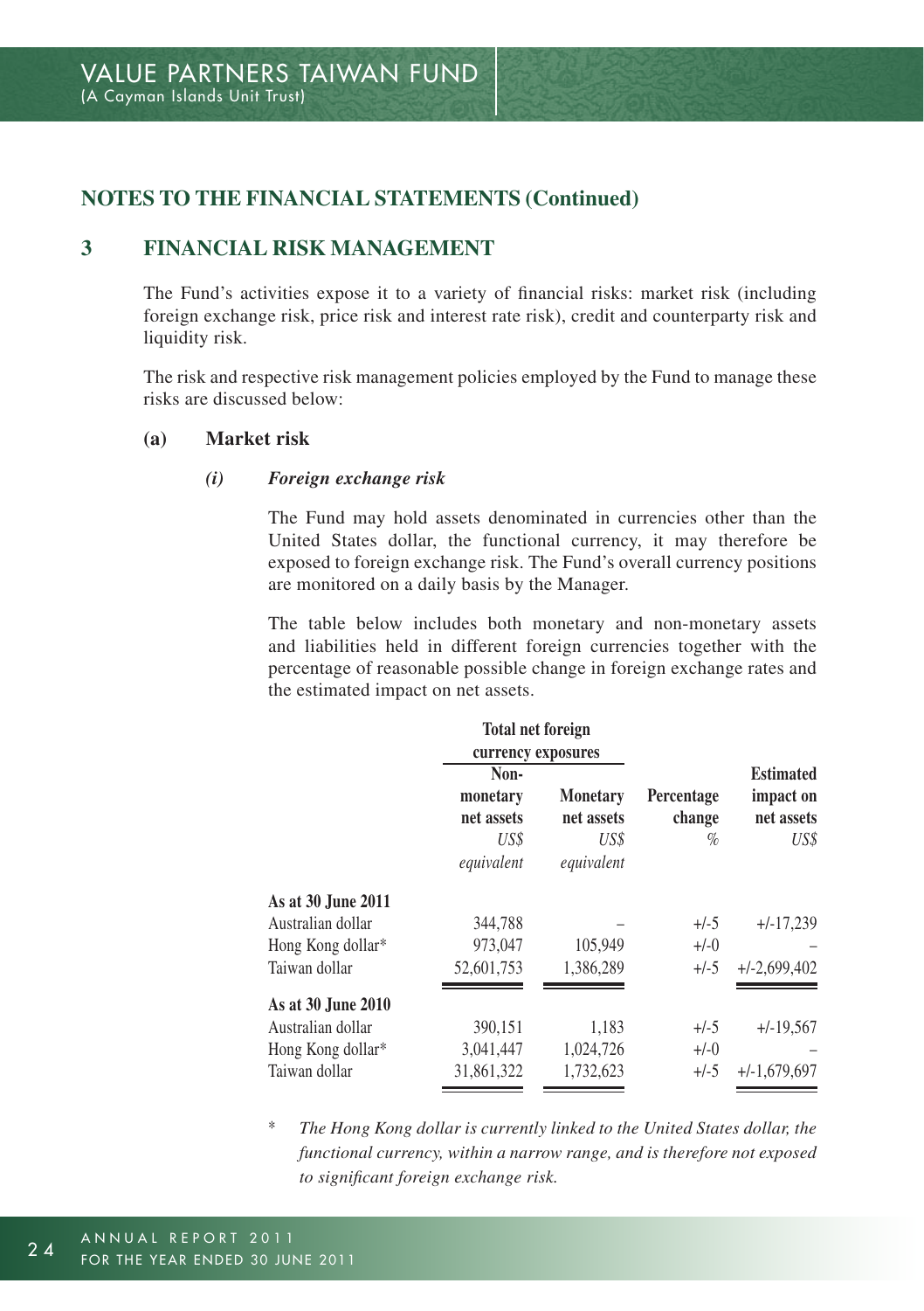## NOTES TO THE FINANCIAL STATEMENTS (Continued)

## 3 FINANCIAL RISK MANAGEMENT

The Fund's activities expose it to a variety of financial risks: market risk (including foreign exchange risk, price risk and interest rate risk), credit and counterparty risk and liquidity risk.

The risk and respective risk management policies employed by the Fund to manage these risks are discussed below:

### (a) Market risk

#### *(i) Foreign exchange risk*

The Fund may hold assets denominated in currencies other than the United States dollar, the functional currency, it may therefore be exposed to foreign exchange risk. The Fund's overall currency positions are monitored on a daily basis by the Manager.

The table below includes both monetary and non-monetary assets and liabilities held in different foreign currencies together with the percentage of reasonable possible change in foreign exchange rates and the estimated impact on net assets.

| | **Total net foreign currency exposures** | | | |
|---|---|---|---|---|
| | **Non-monetary net assets** | **Monetary net assets** | **Percentage change** | **Estimated impact on net assets** |
| | *US$ equivalent* | *US$ equivalent* | *%* | *US$* |
| **As at 30 June 2011** | | | | |
| Australian dollar | 344,788 | – | +/-5 | +/-17,239 |
| Hong Kong dollar* | 973,047 | 105,949 | +/-0 | – |
| Taiwan dollar | 52,601,753 | 1,386,289 | +/-5 | +/-2,699,402 |
| **As at 30 June 2010** | | | | |
| Australian dollar | 390,151 | 1,183 | +/-5 | +/-19,567 |
| Hong Kong dollar* | 3,041,447 | 1,024,726 | +/-0 | – |
| Taiwan dollar | 31,861,322 | 1,732,623 | +/-5 | +/-1,679,697 |

\* *The Hong Kong dollar is currently linked to the United States dollar, the functional currency, within a narrow range, and is therefore not exposed to significant foreign exchange risk.*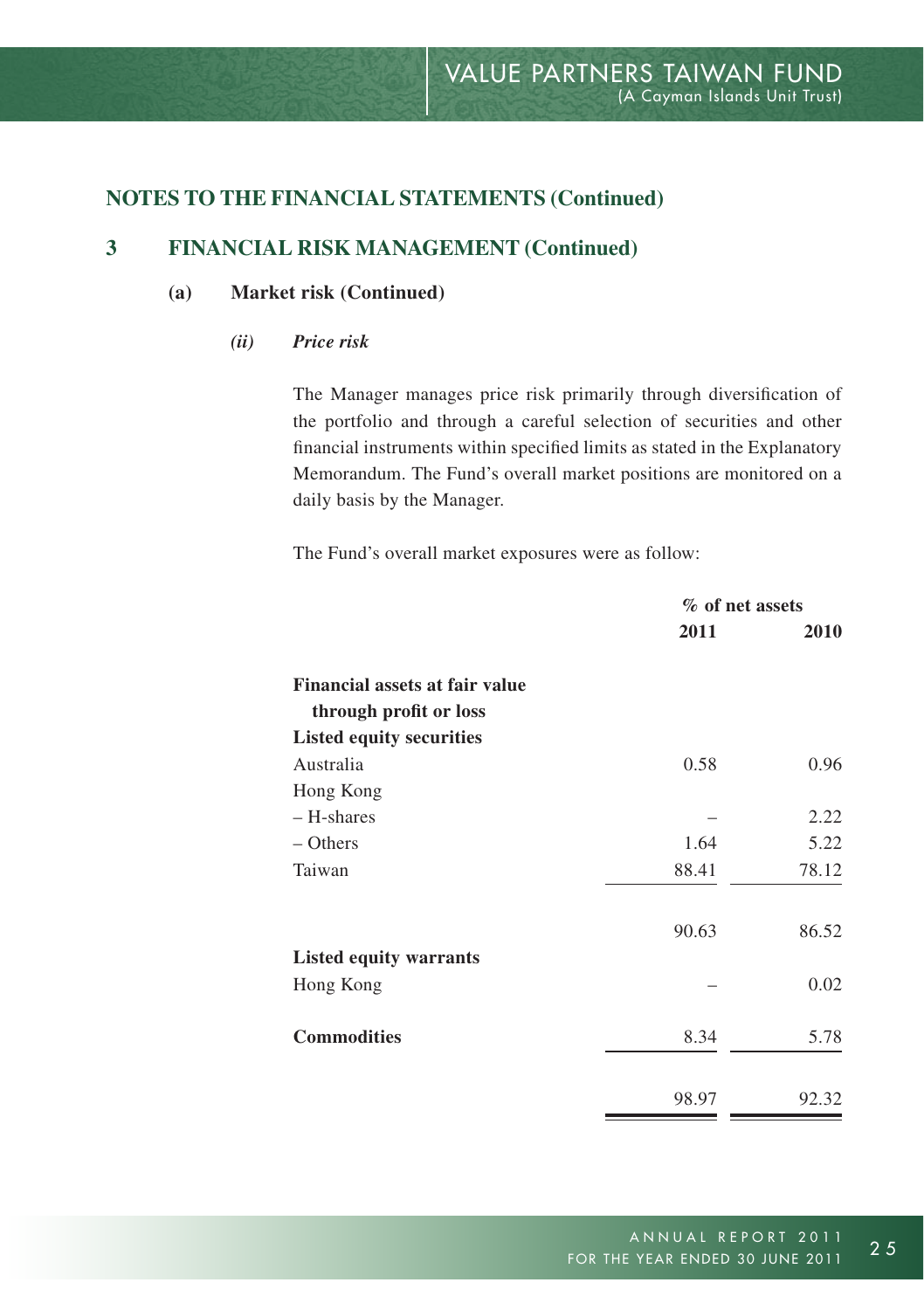## NOTES TO THE FINANCIAL STATEMENTS (Continued)

## 3 FINANCIAL RISK MANAGEMENT (Continued)

### (a) Market risk (Continued)

#### *(ii) Price risk*

The Manager manages price risk primarily through diversification of the portfolio and through a careful selection of securities and other financial instruments within specified limits as stated in the Explanatory Memorandum. The Fund's overall market positions are monitored on a daily basis by the Manager.

The Fund's overall market exposures were as follow:

| | % of net assets | |
|---|---|---|
| | **2011** | **2010** |
| **Financial assets at fair value through profit or loss** | | |
| **Listed equity securities** | | |
| Australia | 0.58 | 0.96 |
| Hong Kong | | |
| – H-shares | – | 2.22 |
| – Others | 1.64 | 5.22 |
| Taiwan | 88.41 | 78.12 |
| | 90.63 | 86.52 |
| **Listed equity warrants** | | |
| Hong Kong | – | 0.02 |
| **Commodities** | 8.34 | 5.78 |
| | 98.97 | 92.32 |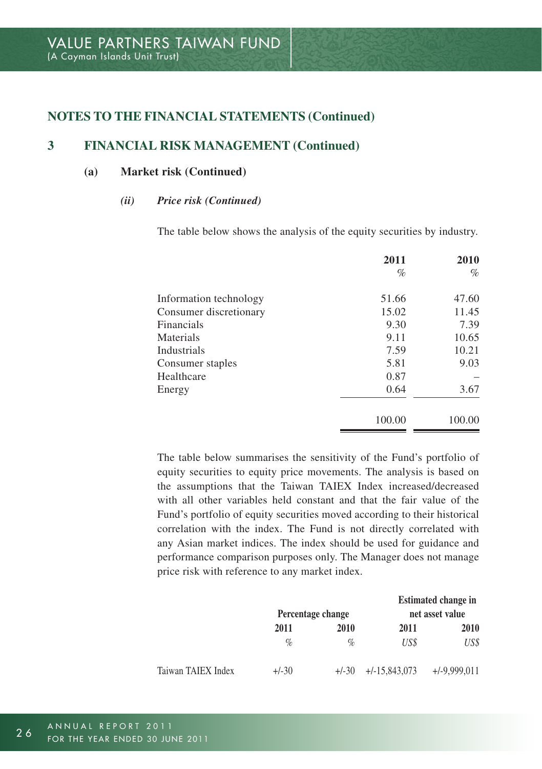## NOTES TO THE FINANCIAL STATEMENTS (Continued)

### 3 FINANCIAL RISK MANAGEMENT (Continued)

#### (a) Market risk (Continued)

##### *(ii) Price risk (Continued)*

The table below shows the analysis of the equity securities by industry.

| | 2011 | 2010 |
|---|---|---|
| | % | % |
| Information technology | 51.66 | 47.60 |
| Consumer discretionary | 15.02 | 11.45 |
| Financials | 9.30 | 7.39 |
| Materials | 9.11 | 10.65 |
| Industrials | 7.59 | 10.21 |
| Consumer staples | 5.81 | 9.03 |
| Healthcare | 0.87 | – |
| Energy | 0.64 | 3.67 |
| | 100.00 | 100.00 |

The table below summarises the sensitivity of the Fund's portfolio of equity securities to equity price movements. The analysis is based on the assumptions that the Taiwan TAIEX Index increased/decreased with all other variables held constant and that the fair value of the Fund's portfolio of equity securities moved according to their historical correlation with the index. The Fund is not directly correlated with any Asian market indices. The index should be used for guidance and performance comparison purposes only. The Manager does not manage price risk with reference to any market index.

| | Percentage change | | Estimated change in net asset value | |
|---|---|---|---|---|
| | 2011 | 2010 | 2011 | 2010 |
| | % | % | US$ | US$ |
| Taiwan TAIEX Index | +/-30 | +/-30 | +/-15,843,073 | +/-9,999,011 |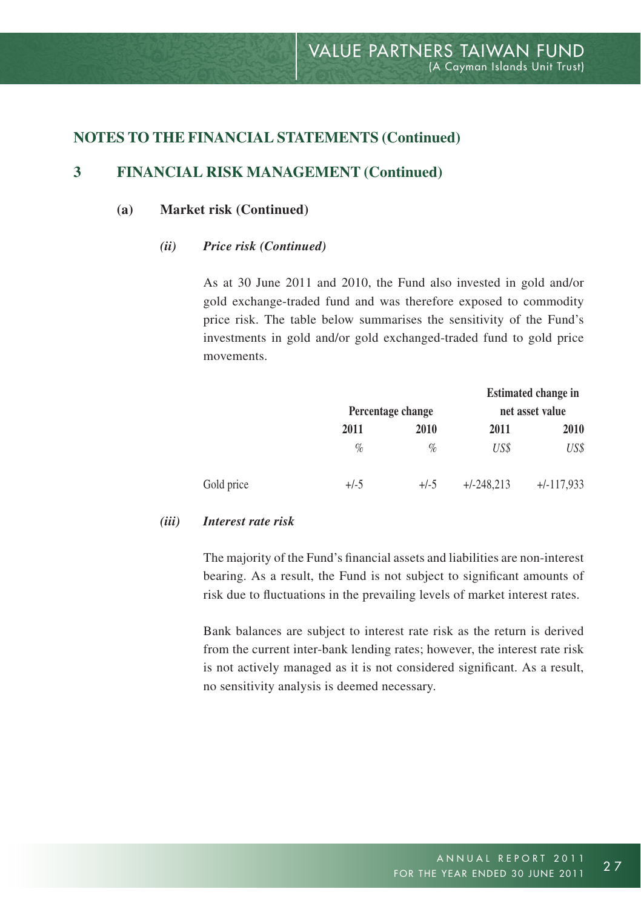## NOTES TO THE FINANCIAL STATEMENTS (Continued)

### 3 FINANCIAL RISK MANAGEMENT (Continued)

#### (a) Market risk (Continued)

##### *(ii) Price risk (Continued)*

As at 30 June 2011 and 2010, the Fund also invested in gold and/or gold exchange-traded fund and was therefore exposed to commodity price risk. The table below summarises the sensitivity of the Fund's investments in gold and/or gold exchanged-traded fund to gold price movements.

| | Percentage change | | Estimated change in net asset value | |
|---|---|---|---|---|
| | **2011** | **2010** | **2011** | **2010** |
| | *%* | *%* | *US$* | *US$* |
| Gold price | +/-5 | +/-5 | +/-248,213 | +/-117,933 |

##### *(iii) Interest rate risk*

The majority of the Fund's financial assets and liabilities are non-interest bearing. As a result, the Fund is not subject to significant amounts of risk due to fluctuations in the prevailing levels of market interest rates.

Bank balances are subject to interest rate risk as the return is derived from the current inter-bank lending rates; however, the interest rate risk is not actively managed as it is not considered significant. As a result, no sensitivity analysis is deemed necessary.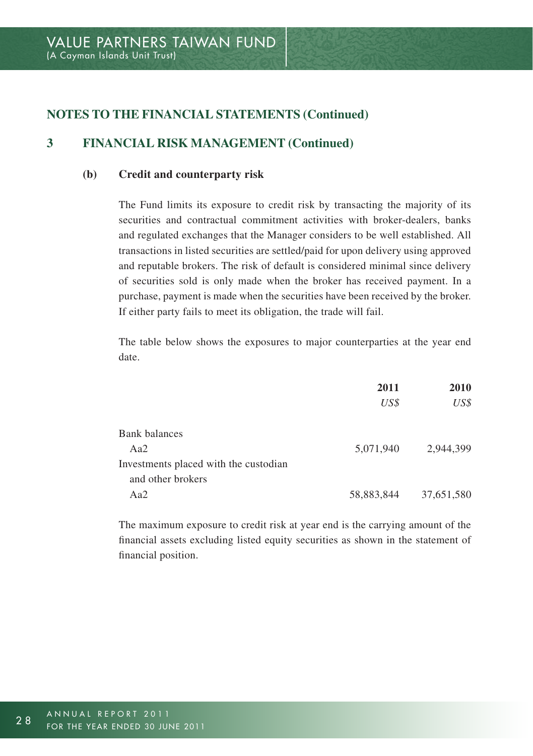## NOTES TO THE FINANCIAL STATEMENTS (Continued)

### 3 FINANCIAL RISK MANAGEMENT (Continued)

#### (b) Credit and counterparty risk

The Fund limits its exposure to credit risk by transacting the majority of its securities and contractual commitment activities with broker-dealers, banks and regulated exchanges that the Manager considers to be well established. All transactions in listed securities are settled/paid for upon delivery using approved and reputable brokers. The risk of default is considered minimal since delivery of securities sold is only made when the broker has received payment. In a purchase, payment is made when the securities have been received by the broker. If either party fails to meet its obligation, the trade will fail.

The table below shows the exposures to major counterparties at the year end date.

| | **2011** | **2010** |
|---|---|---|
| | *US$* | *US$* |
| Bank balances | | |
| Aa2 | 5,071,940 | 2,944,399 |
| Investments placed with the custodian and other brokers | | |
| Aa2 | 58,883,844 | 37,651,580 |

The maximum exposure to credit risk at year end is the carrying amount of the financial assets excluding listed equity securities as shown in the statement of financial position.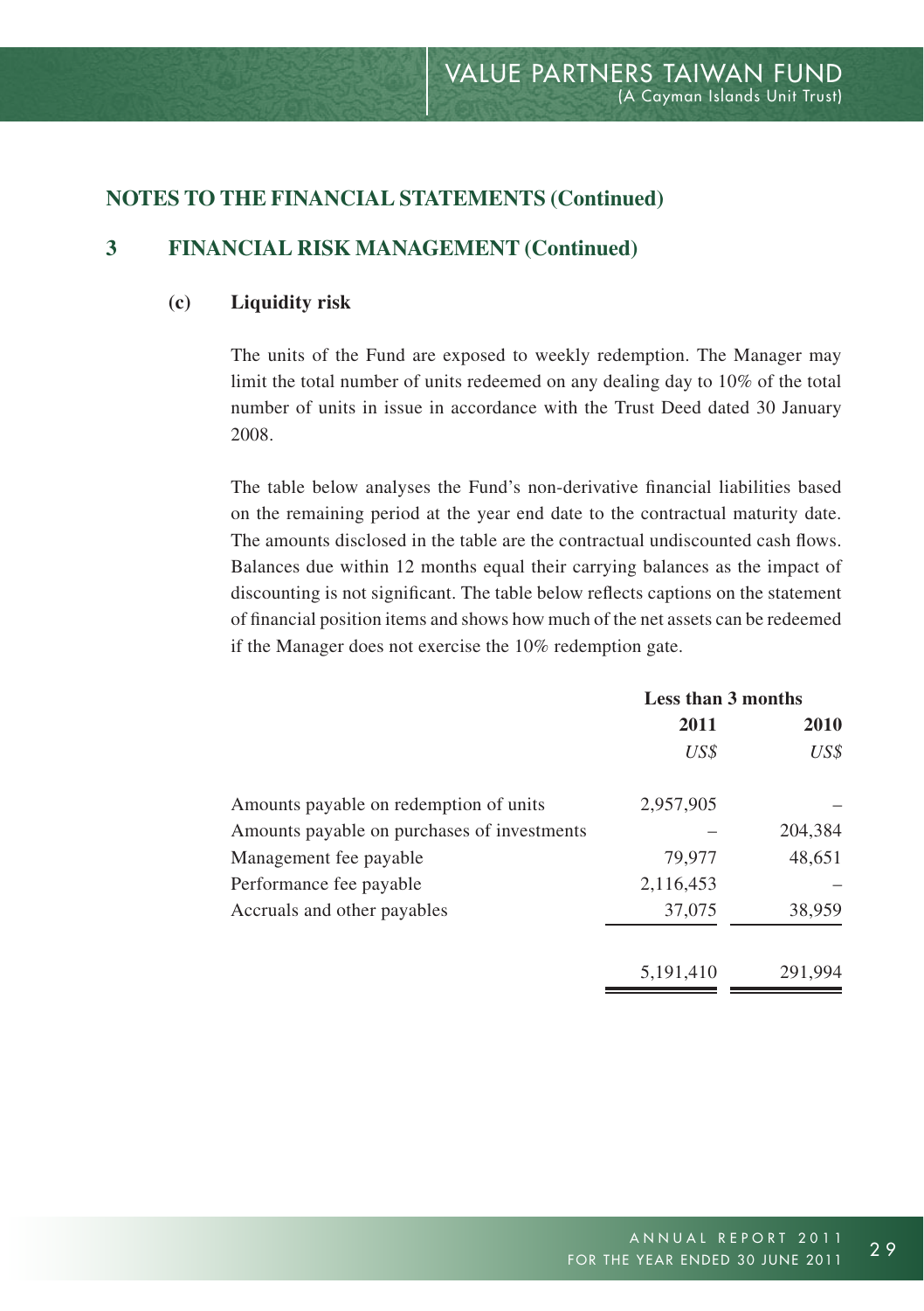## NOTES TO THE FINANCIAL STATEMENTS (Continued)

### 3 FINANCIAL RISK MANAGEMENT (Continued)

#### (c) Liquidity risk

The units of the Fund are exposed to weekly redemption. The Manager may limit the total number of units redeemed on any dealing day to 10% of the total number of units in issue in accordance with the Trust Deed dated 30 January 2008.

The table below analyses the Fund's non-derivative financial liabilities based on the remaining period at the year end date to the contractual maturity date. The amounts disclosed in the table are the contractual undiscounted cash flows. Balances due within 12 months equal their carrying balances as the impact of discounting is not significant. The table below reflects captions on the statement of financial position items and shows how much of the net assets can be redeemed if the Manager does not exercise the 10% redemption gate.

| | **Less than 3 months** | |
|---|---|---|
| | **2011** | **2010** |
| | *US$* | *US$* |
| Amounts payable on redemption of units | 2,957,905 | – |
| Amounts payable on purchases of investments | – | 204,384 |
| Management fee payable | 79,977 | 48,651 |
| Performance fee payable | 2,116,453 | – |
| Accruals and other payables | 37,075 | 38,959 |
| | 5,191,410 | 291,994 |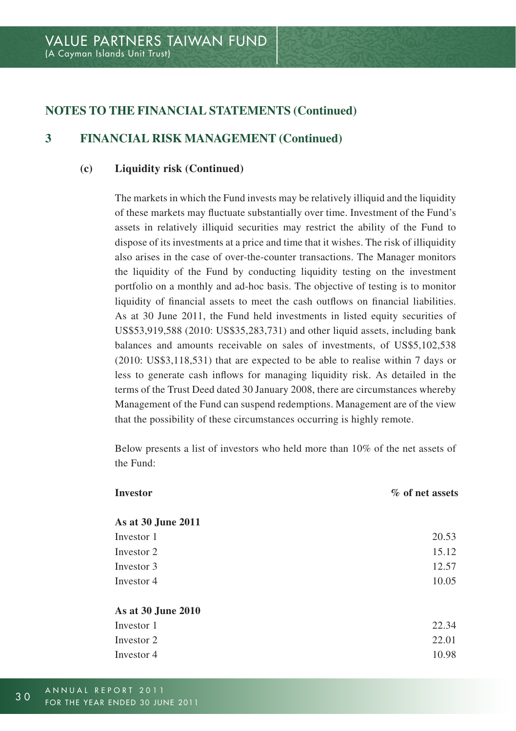## NOTES TO THE FINANCIAL STATEMENTS (Continued)

### 3 FINANCIAL RISK MANAGEMENT (Continued)

#### (c) Liquidity risk (Continued)

The markets in which the Fund invests may be relatively illiquid and the liquidity of these markets may fluctuate substantially over time. Investment of the Fund's assets in relatively illiquid securities may restrict the ability of the Fund to dispose of its investments at a price and time that it wishes. The risk of illiquidity also arises in the case of over-the-counter transactions. The Manager monitors the liquidity of the Fund by conducting liquidity testing on the investment portfolio on a monthly and ad-hoc basis. The objective of testing is to monitor liquidity of financial assets to meet the cash outflows on financial liabilities. As at 30 June 2011, the Fund held investments in listed equity securities of US$53,919,588 (2010: US$35,283,731) and other liquid assets, including bank balances and amounts receivable on sales of investments, of US$5,102,538 (2010: US$3,118,531) that are expected to be able to realise within 7 days or less to generate cash inflows for managing liquidity risk. As detailed in the terms of the Trust Deed dated 30 January 2008, there are circumstances whereby Management of the Fund can suspend redemptions. Management are of the view that the possibility of these circumstances occurring is highly remote.

Below presents a list of investors who held more than 10% of the net assets of the Fund:

| Investor | % of net assets |
|---|---|
| **As at 30 June 2011** | |
| Investor 1 | 20.53 |
| Investor 2 | 15.12 |
| Investor 3 | 12.57 |
| Investor 4 | 10.05 |
| **As at 30 June 2010** | |
| Investor 1 | 22.34 |
| Investor 2 | 22.01 |
| Investor 4 | 10.98 |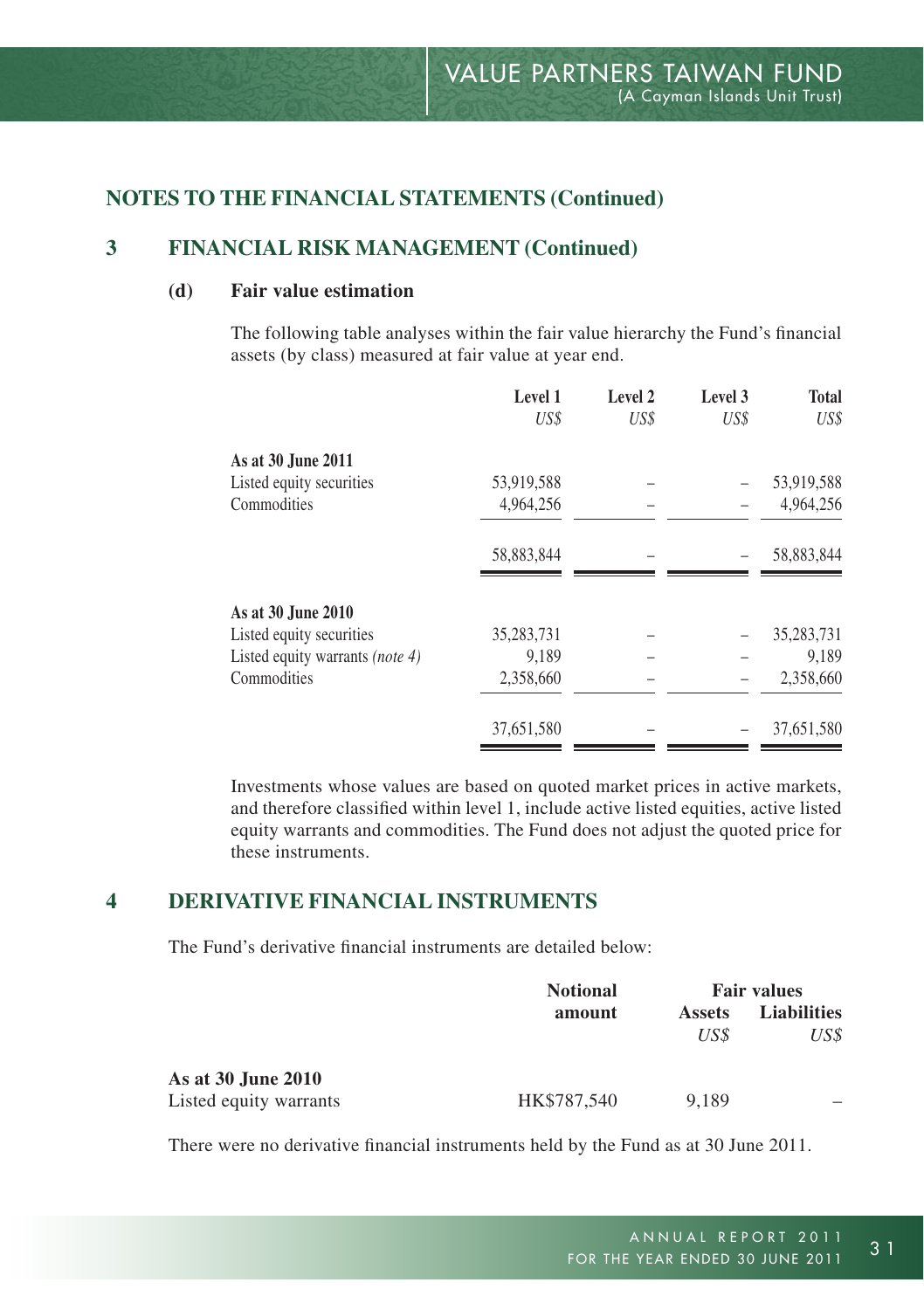## NOTES TO THE FINANCIAL STATEMENTS (Continued)

### 3 FINANCIAL RISK MANAGEMENT (Continued)

#### (d) Fair value estimation

The following table analyses within the fair value hierarchy the Fund's financial assets (by class) measured at fair value at year end.

| | Level 1 | Level 2 | Level 3 | Total |
|---|---|---|---|---|
| | *US$* | *US$* | *US$* | *US$* |
| **As at 30 June 2011** | | | | |
| Listed equity securities | 53,919,588 | – | – | 53,919,588 |
| Commodities | 4,964,256 | – | – | 4,964,256 |
| | 58,883,844 | – | – | 58,883,844 |
| **As at 30 June 2010** | | | | |
| Listed equity securities | 35,283,731 | – | – | 35,283,731 |
| Listed equity warrants *(note 4)* | 9,189 | – | – | 9,189 |
| Commodities | 2,358,660 | – | – | 2,358,660 |
| | 37,651,580 | – | – | 37,651,580 |

Investments whose values are based on quoted market prices in active markets, and therefore classified within level 1, include active listed equities, active listed equity warrants and commodities. The Fund does not adjust the quoted price for these instruments.

### 4 DERIVATIVE FINANCIAL INSTRUMENTS

The Fund's derivative financial instruments are detailed below:

| | Notional amount | Fair values | |
|---|---|---|---|
| | | Assets | Liabilities |
| | | *US$* | *US$* |
| **As at 30 June 2010** | | | |
| Listed equity warrants | HK$787,540 | 9,189 | – |

There were no derivative financial instruments held by the Fund as at 30 June 2011.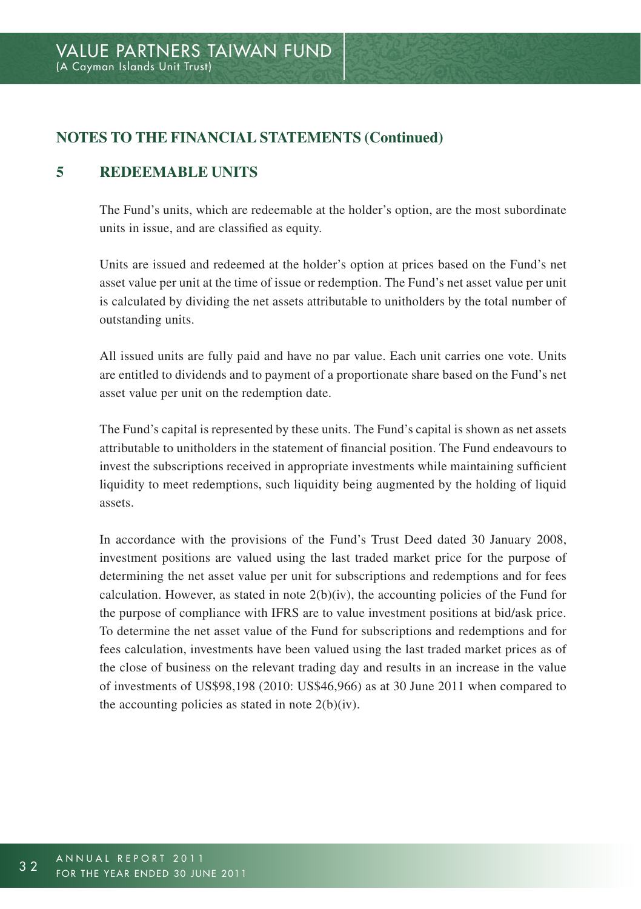## NOTES TO THE FINANCIAL STATEMENTS (Continued)

### 5 REDEEMABLE UNITS

The Fund's units, which are redeemable at the holder's option, are the most subordinate units in issue, and are classified as equity.

Units are issued and redeemed at the holder's option at prices based on the Fund's net asset value per unit at the time of issue or redemption. The Fund's net asset value per unit is calculated by dividing the net assets attributable to unitholders by the total number of outstanding units.

All issued units are fully paid and have no par value. Each unit carries one vote. Units are entitled to dividends and to payment of a proportionate share based on the Fund's net asset value per unit on the redemption date.

The Fund's capital is represented by these units. The Fund's capital is shown as net assets attributable to unitholders in the statement of financial position. The Fund endeavours to invest the subscriptions received in appropriate investments while maintaining sufficient liquidity to meet redemptions, such liquidity being augmented by the holding of liquid assets.

In accordance with the provisions of the Fund's Trust Deed dated 30 January 2008, investment positions are valued using the last traded market price for the purpose of determining the net asset value per unit for subscriptions and redemptions and for fees calculation. However, as stated in note 2(b)(iv), the accounting policies of the Fund for the purpose of compliance with IFRS are to value investment positions at bid/ask price. To determine the net asset value of the Fund for subscriptions and redemptions and for fees calculation, investments have been valued using the last traded market prices as of the close of business on the relevant trading day and results in an increase in the value of investments of US$98,198 (2010: US$46,966) as at 30 June 2011 when compared to the accounting policies as stated in note 2(b)(iv).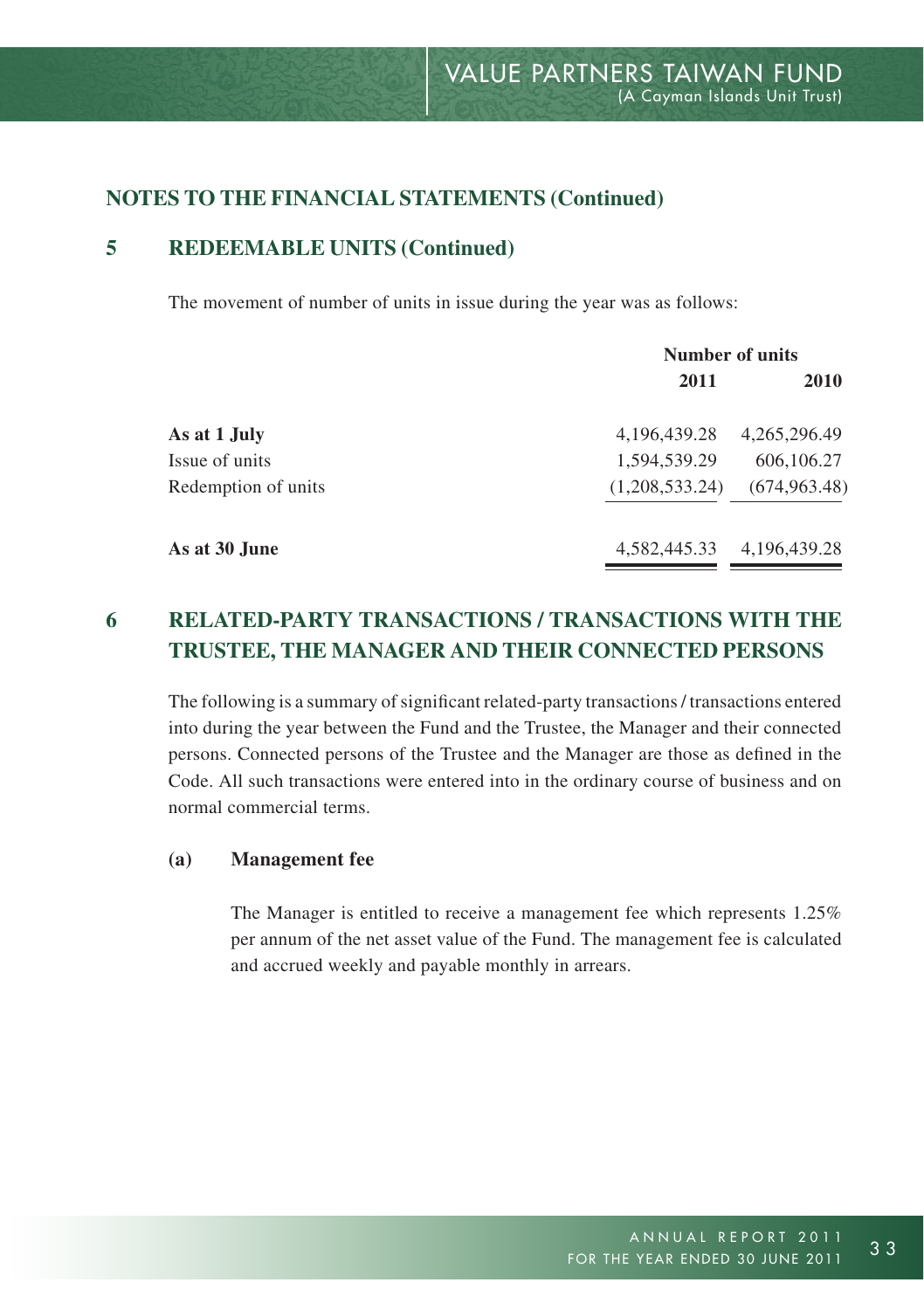## NOTES TO THE FINANCIAL STATEMENTS (Continued)

### 5 REDEEMABLE UNITS (Continued)

The movement of number of units in issue during the year was as follows:

| | Number of units | |
|---|---|---|
| | **2011** | **2010** |
| **As at 1 July** | 4,196,439.28 | 4,265,296.49 |
| Issue of units | 1,594,539.29 | 606,106.27 |
| Redemption of units | (1,208,533.24) | (674,963.48) |
| **As at 30 June** | 4,582,445.33 | 4,196,439.28 |

### 6 RELATED-PARTY TRANSACTIONS / TRANSACTIONS WITH THE TRUSTEE, THE MANAGER AND THEIR CONNECTED PERSONS

The following is a summary of significant related-party transactions / transactions entered into during the year between the Fund and the Trustee, the Manager and their connected persons. Connected persons of the Trustee and the Manager are those as defined in the Code. All such transactions were entered into in the ordinary course of business and on normal commercial terms.

**(a) Management fee**

The Manager is entitled to receive a management fee which represents 1.25% per annum of the net asset value of the Fund. The management fee is calculated and accrued weekly and payable monthly in arrears.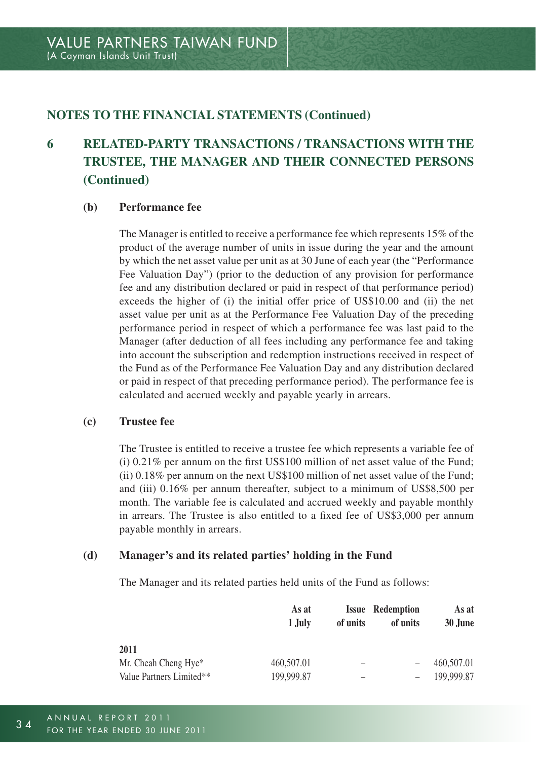## NOTES TO THE FINANCIAL STATEMENTS (Continued)

## 6 RELATED-PARTY TRANSACTIONS / TRANSACTIONS WITH THE TRUSTEE, THE MANAGER AND THEIR CONNECTED PERSONS (Continued)

### (b) Performance fee

The Manager is entitled to receive a performance fee which represents 15% of the product of the average number of units in issue during the year and the amount by which the net asset value per unit as at 30 June of each year (the "Performance Fee Valuation Day") (prior to the deduction of any provision for performance fee and any distribution declared or paid in respect of that performance period) exceeds the higher of (i) the initial offer price of US$10.00 and (ii) the net asset value per unit as at the Performance Fee Valuation Day of the preceding performance period in respect of which a performance fee was last paid to the Manager (after deduction of all fees including any performance fee and taking into account the subscription and redemption instructions received in respect of the Fund as of the Performance Fee Valuation Day and any distribution declared or paid in respect of that preceding performance period). The performance fee is calculated and accrued weekly and payable yearly in arrears.

### (c) Trustee fee

The Trustee is entitled to receive a trustee fee which represents a variable fee of (i) 0.21% per annum on the first US$100 million of net asset value of the Fund; (ii) 0.18% per annum on the next US$100 million of net asset value of the Fund; and (iii) 0.16% per annum thereafter, subject to a minimum of US$8,500 per month. The variable fee is calculated and accrued weekly and payable monthly in arrears. The Trustee is also entitled to a fixed fee of US$3,000 per annum payable monthly in arrears.

### (d) Manager's and its related parties' holding in the Fund

The Manager and its related parties held units of the Fund as follows:

| | As at 1 July | Issue of units | Redemption of units | As at 30 June |
|---|---|---|---|---|
| **2011** | | | | |
| Mr. Cheah Cheng Hye* | 460,507.01 | – | – | 460,507.01 |
| Value Partners Limited** | 199,999.87 | – | – | 199,999.87 |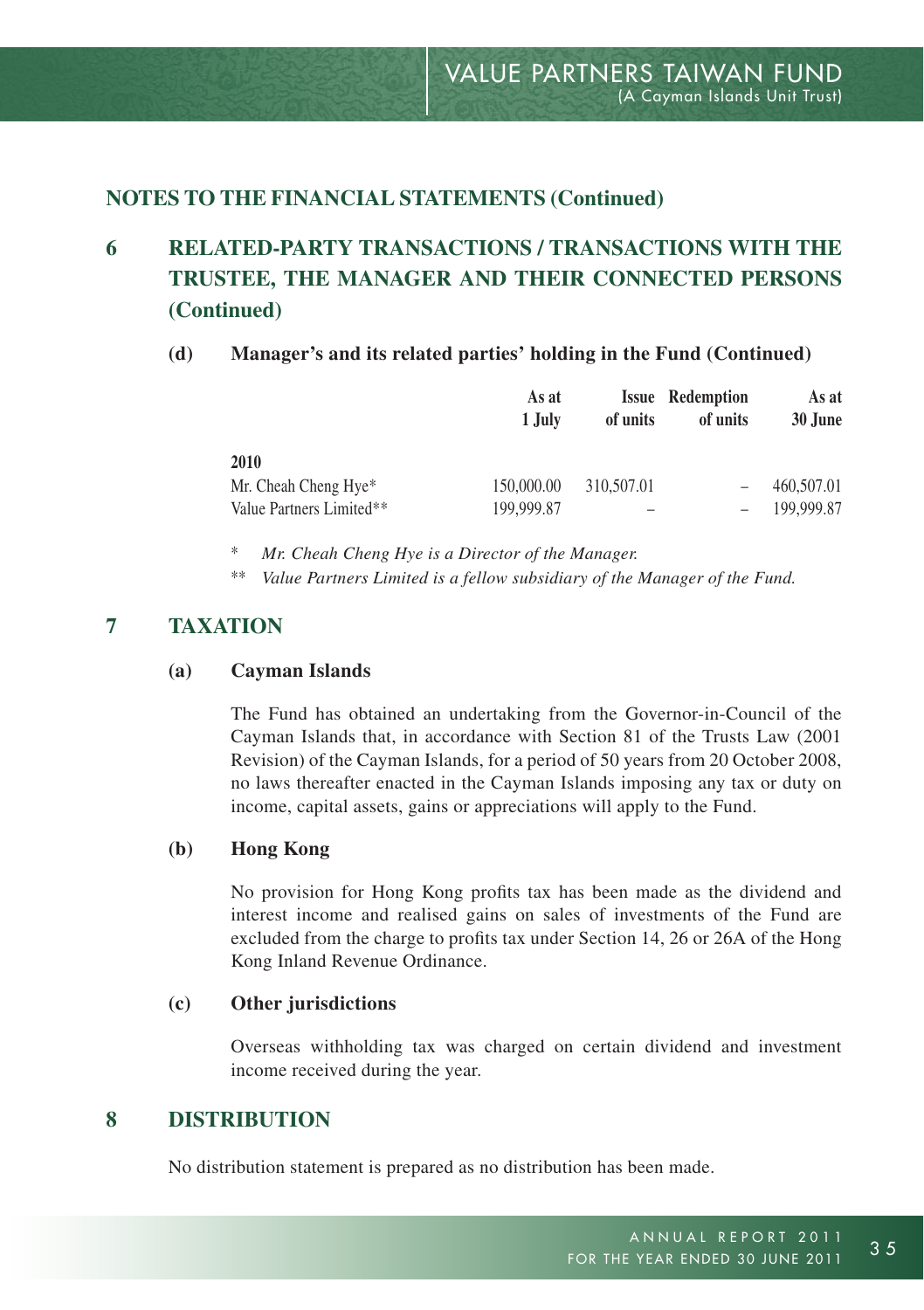## NOTES TO THE FINANCIAL STATEMENTS (Continued)

## 6 RELATED-PARTY TRANSACTIONS / TRANSACTIONS WITH THE TRUSTEE, THE MANAGER AND THEIR CONNECTED PERSONS (Continued)

### (d) Manager's and its related parties' holding in the Fund (Continued)

| | As at 1 July | Issue of units | Redemption of units | As at 30 June |
|---|---|---|---|---|
| **2010** | | | | |
| Mr. Cheah Cheng Hye* | 150,000.00 | 310,507.01 | – | 460,507.01 |
| Value Partners Limited** | 199,999.87 | – | – | 199,999.87 |

\* *Mr. Cheah Cheng Hye is a Director of the Manager.*

\*\* *Value Partners Limited is a fellow subsidiary of the Manager of the Fund.*

## 7 TAXATION

### (a) Cayman Islands

The Fund has obtained an undertaking from the Governor-in-Council of the Cayman Islands that, in accordance with Section 81 of the Trusts Law (2001 Revision) of the Cayman Islands, for a period of 50 years from 20 October 2008, no laws thereafter enacted in the Cayman Islands imposing any tax or duty on income, capital assets, gains or appreciations will apply to the Fund.

### (b) Hong Kong

No provision for Hong Kong profits tax has been made as the dividend and interest income and realised gains on sales of investments of the Fund are excluded from the charge to profits tax under Section 14, 26 or 26A of the Hong Kong Inland Revenue Ordinance.

### (c) Other jurisdictions

Overseas withholding tax was charged on certain dividend and investment income received during the year.

## 8 DISTRIBUTION

No distribution statement is prepared as no distribution has been made.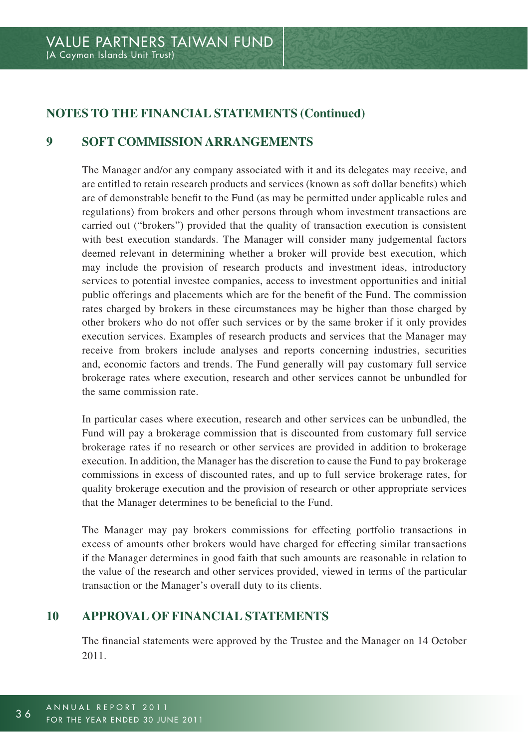## NOTES TO THE FINANCIAL STATEMENTS (Continued)

### 9 SOFT COMMISSION ARRANGEMENTS

The Manager and/or any company associated with it and its delegates may receive, and are entitled to retain research products and services (known as soft dollar benefits) which are of demonstrable benefit to the Fund (as may be permitted under applicable rules and regulations) from brokers and other persons through whom investment transactions are carried out ("brokers") provided that the quality of transaction execution is consistent with best execution standards. The Manager will consider many judgemental factors deemed relevant in determining whether a broker will provide best execution, which may include the provision of research products and investment ideas, introductory services to potential investee companies, access to investment opportunities and initial public offerings and placements which are for the benefit of the Fund. The commission rates charged by brokers in these circumstances may be higher than those charged by other brokers who do not offer such services or by the same broker if it only provides execution services. Examples of research products and services that the Manager may receive from brokers include analyses and reports concerning industries, securities and, economic factors and trends. The Fund generally will pay customary full service brokerage rates where execution, research and other services cannot be unbundled for the same commission rate.

In particular cases where execution, research and other services can be unbundled, the Fund will pay a brokerage commission that is discounted from customary full service brokerage rates if no research or other services are provided in addition to brokerage execution. In addition, the Manager has the discretion to cause the Fund to pay brokerage commissions in excess of discounted rates, and up to full service brokerage rates, for quality brokerage execution and the provision of research or other appropriate services that the Manager determines to be beneficial to the Fund.

The Manager may pay brokers commissions for effecting portfolio transactions in excess of amounts other brokers would have charged for effecting similar transactions if the Manager determines in good faith that such amounts are reasonable in relation to the value of the research and other services provided, viewed in terms of the particular transaction or the Manager's overall duty to its clients.

### 10 APPROVAL OF FINANCIAL STATEMENTS

The financial statements were approved by the Trustee and the Manager on 14 October 2011.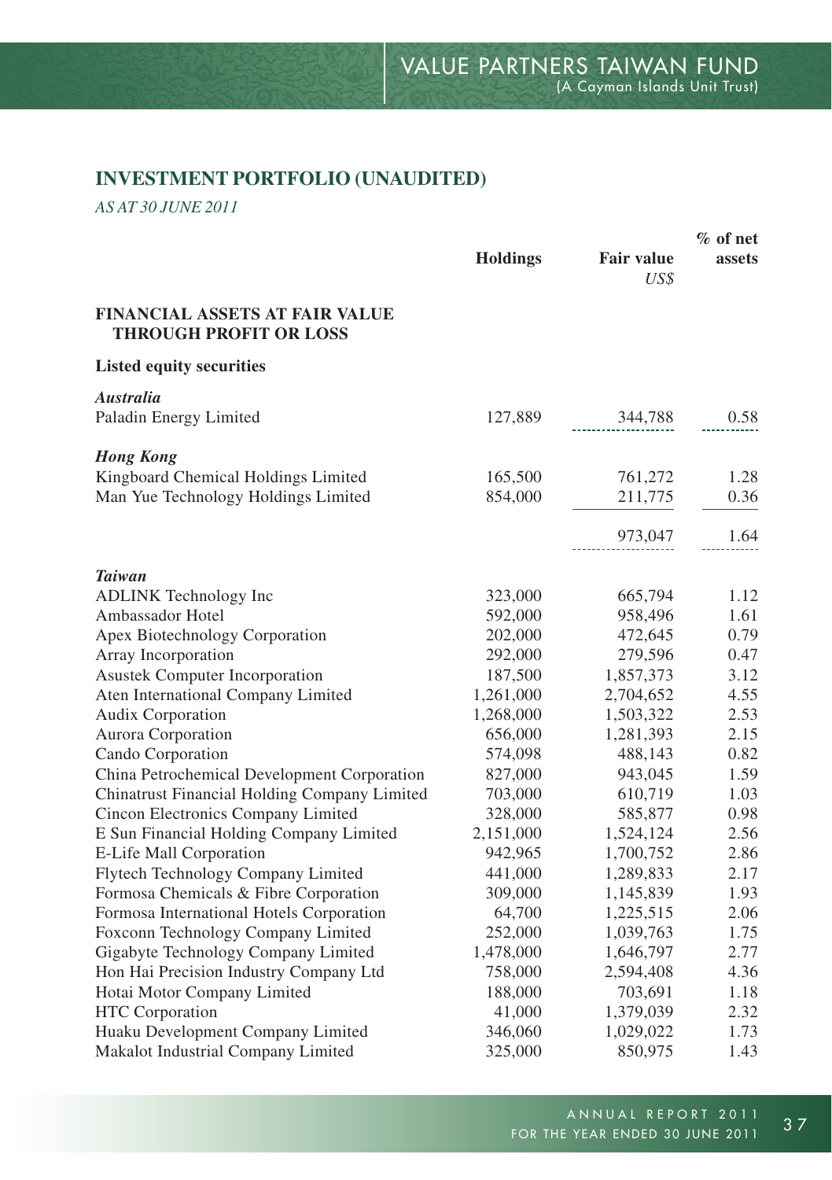## INVESTMENT PORTFOLIO (UNAUDITED)

*AS AT 30 JUNE 2011*

| | Holdings | Fair value US$ | % of net assets |
|---|---|---|---|
| **FINANCIAL ASSETS AT FAIR VALUE THROUGH PROFIT OR LOSS** | | | |
| **Listed equity securities** | | | |
| ***Australia*** | | | |
| Paladin Energy Limited | 127,889 | 344,788 | 0.58 |
| ***Hong Kong*** | | | |
| Kingboard Chemical Holdings Limited | 165,500 | 761,272 | 1.28 |
| Man Yue Technology Holdings Limited | 854,000 | 211,775 | 0.36 |
| | | 973,047 | 1.64 |
| ***Taiwan*** | | | |
| ADLINK Technology Inc | 323,000 | 665,794 | 1.12 |
| Ambassador Hotel | 592,000 | 958,496 | 1.61 |
| Apex Biotechnology Corporation | 202,000 | 472,645 | 0.79 |
| Array Incorporation | 292,000 | 279,596 | 0.47 |
| Asustek Computer Incorporation | 187,500 | 1,857,373 | 3.12 |
| Aten International Company Limited | 1,261,000 | 2,704,652 | 4.55 |
| Audix Corporation | 1,268,000 | 1,503,322 | 2.53 |
| Aurora Corporation | 656,000 | 1,281,393 | 2.15 |
| Cando Corporation | 574,098 | 488,143 | 0.82 |
| China Petrochemical Development Corporation | 827,000 | 943,045 | 1.59 |
| Chinatrust Financial Holding Company Limited | 703,000 | 610,719 | 1.03 |
| Cincon Electronics Company Limited | 328,000 | 585,877 | 0.98 |
| E Sun Financial Holding Company Limited | 2,151,000 | 1,524,124 | 2.56 |
| E-Life Mall Corporation | 942,965 | 1,700,752 | 2.86 |
| Flytech Technology Company Limited | 441,000 | 1,289,833 | 2.17 |
| Formosa Chemicals & Fibre Corporation | 309,000 | 1,145,839 | 1.93 |
| Formosa International Hotels Corporation | 64,700 | 1,225,515 | 2.06 |
| Foxconn Technology Company Limited | 252,000 | 1,039,763 | 1.75 |
| Gigabyte Technology Company Limited | 1,478,000 | 1,646,797 | 2.77 |
| Hon Hai Precision Industry Company Ltd | 758,000 | 2,594,408 | 4.36 |
| Hotai Motor Company Limited | 188,000 | 703,691 | 1.18 |
| HTC Corporation | 41,000 | 1,379,039 | 2.32 |
| Huaku Development Company Limited | 346,060 | 1,029,022 | 1.73 |
| Makalot Industrial Company Limited | 325,000 | 850,975 | 1.43 |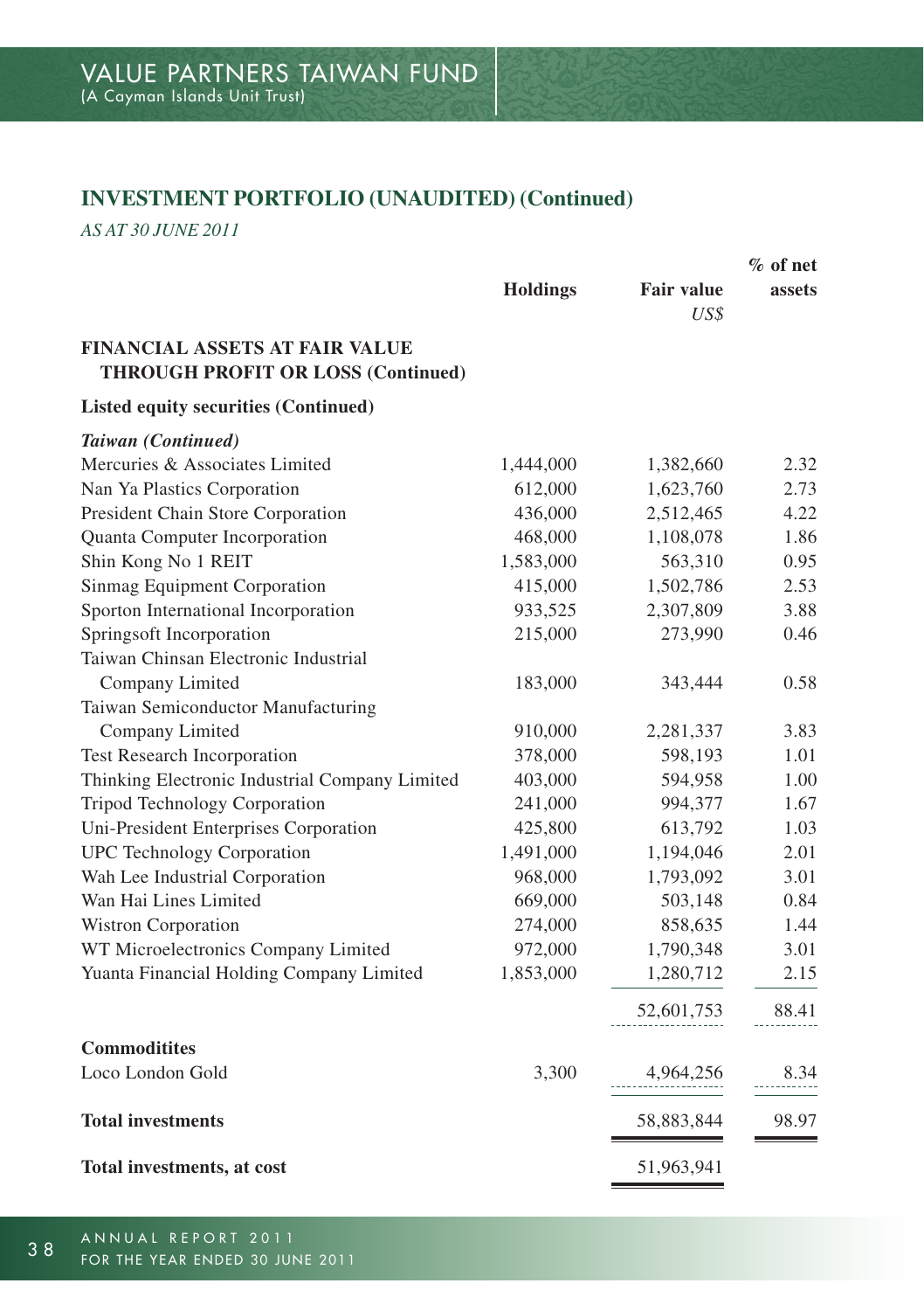## INVESTMENT PORTFOLIO (UNAUDITED) (Continued)

*AS AT 30 JUNE 2011*

| | Holdings | Fair value<br>*US$* | % of net assets |
|---|---|---|---|
| **FINANCIAL ASSETS AT FAIR VALUE THROUGH PROFIT OR LOSS (Continued)** | | | |
| **Listed equity securities (Continued)** | | | |
| ***Taiwan (Continued)*** | | | |
| Mercuries & Associates Limited | 1,444,000 | 1,382,660 | 2.32 |
| Nan Ya Plastics Corporation | 612,000 | 1,623,760 | 2.73 |
| President Chain Store Corporation | 436,000 | 2,512,465 | 4.22 |
| Quanta Computer Incorporation | 468,000 | 1,108,078 | 1.86 |
| Shin Kong No 1 REIT | 1,583,000 | 563,310 | 0.95 |
| Sinmag Equipment Corporation | 415,000 | 1,502,786 | 2.53 |
| Sporton International Incorporation | 933,525 | 2,307,809 | 3.88 |
| Springsoft Incorporation | 215,000 | 273,990 | 0.46 |
| Taiwan Chinsan Electronic Industrial Company Limited | 183,000 | 343,444 | 0.58 |
| Taiwan Semiconductor Manufacturing Company Limited | 910,000 | 2,281,337 | 3.83 |
| Test Research Incorporation | 378,000 | 598,193 | 1.01 |
| Thinking Electronic Industrial Company Limited | 403,000 | 594,958 | 1.00 |
| Tripod Technology Corporation | 241,000 | 994,377 | 1.67 |
| Uni-President Enterprises Corporation | 425,800 | 613,792 | 1.03 |
| UPC Technology Corporation | 1,491,000 | 1,194,046 | 2.01 |
| Wah Lee Industrial Corporation | 968,000 | 1,793,092 | 3.01 |
| Wan Hai Lines Limited | 669,000 | 503,148 | 0.84 |
| Wistron Corporation | 274,000 | 858,635 | 1.44 |
| WT Microelectronics Company Limited | 972,000 | 1,790,348 | 3.01 |
| Yuanta Financial Holding Company Limited | 1,853,000 | 1,280,712 | 2.15 |
| | | 52,601,753 | 88.41 |
| **Commoditites** | | | |
| Loco London Gold | 3,300 | 4,964,256 | 8.34 |
| **Total investments** | | 58,883,844 | 98.97 |
| **Total investments, at cost** | | 51,963,941 | |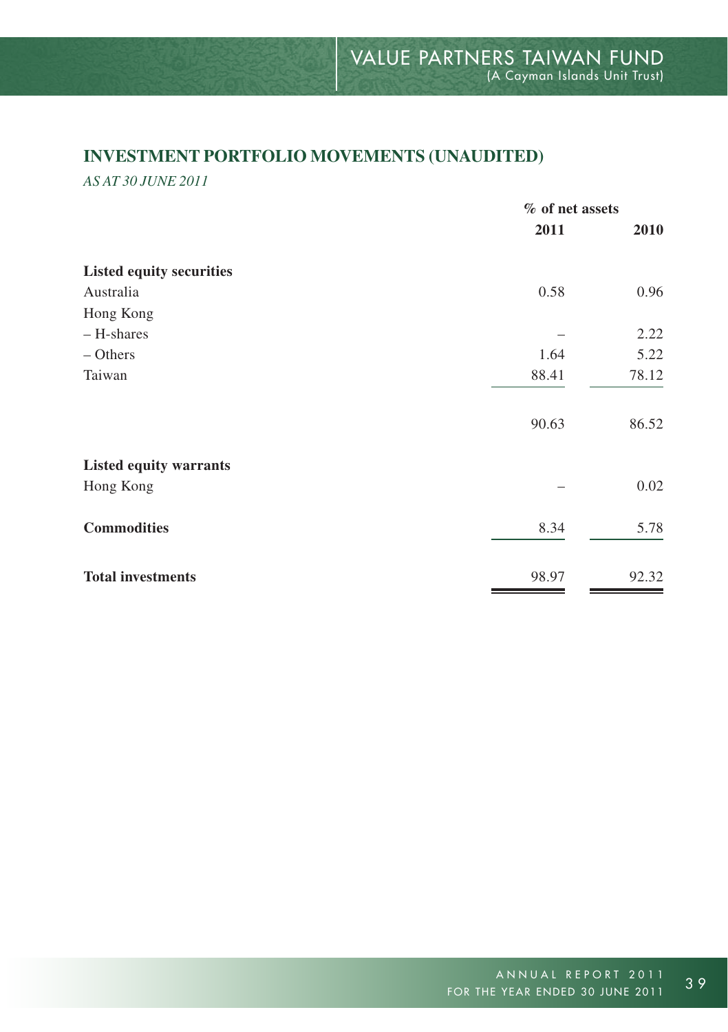## INVESTMENT PORTFOLIO MOVEMENTS (UNAUDITED)

*AS AT 30 JUNE 2011*

| | % of net assets | |
|---|---|---|
| | **2011** | **2010** |
| **Listed equity securities** | | |
| Australia | 0.58 | 0.96 |
| Hong Kong | | |
| – H-shares | – | 2.22 |
| – Others | 1.64 | 5.22 |
| Taiwan | 88.41 | 78.12 |
| | 90.63 | 86.52 |
| **Listed equity warrants** | | |
| Hong Kong | – | 0.02 |
| **Commodities** | 8.34 | 5.78 |
| **Total investments** | 98.97 | 92.32 |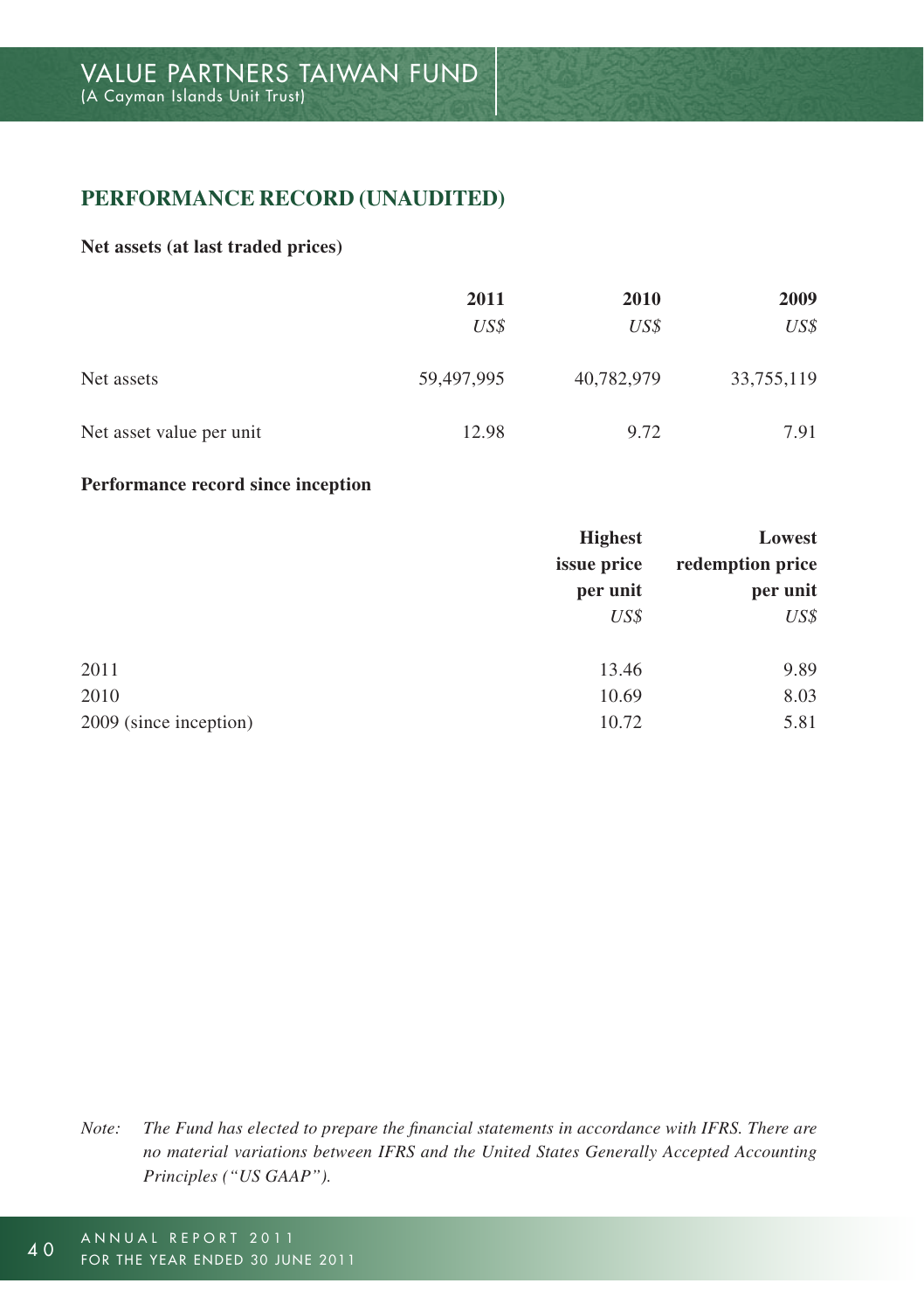## PERFORMANCE RECORD (UNAUDITED)

**Net assets (at last traded prices)**

| | **2011** | **2010** | **2009** |
|---|---|---|---|
| | *US$* | *US$* | *US$* |
| Net assets | 59,497,995 | 40,782,979 | 33,755,119 |
| Net asset value per unit | 12.98 | 9.72 | 7.91 |

**Performance record since inception**

| | **Highest issue price per unit** | **Lowest redemption price per unit** |
|---|---|---|
| | *US$* | *US$* |
| 2011 | 13.46 | 9.89 |
| 2010 | 10.69 | 8.03 |
| 2009 (since inception) | 10.72 | 5.81 |

*Note: The Fund has elected to prepare the financial statements in accordance with IFRS. There are no material variations between IFRS and the United States Generally Accepted Accounting Principles ("US GAAP").*